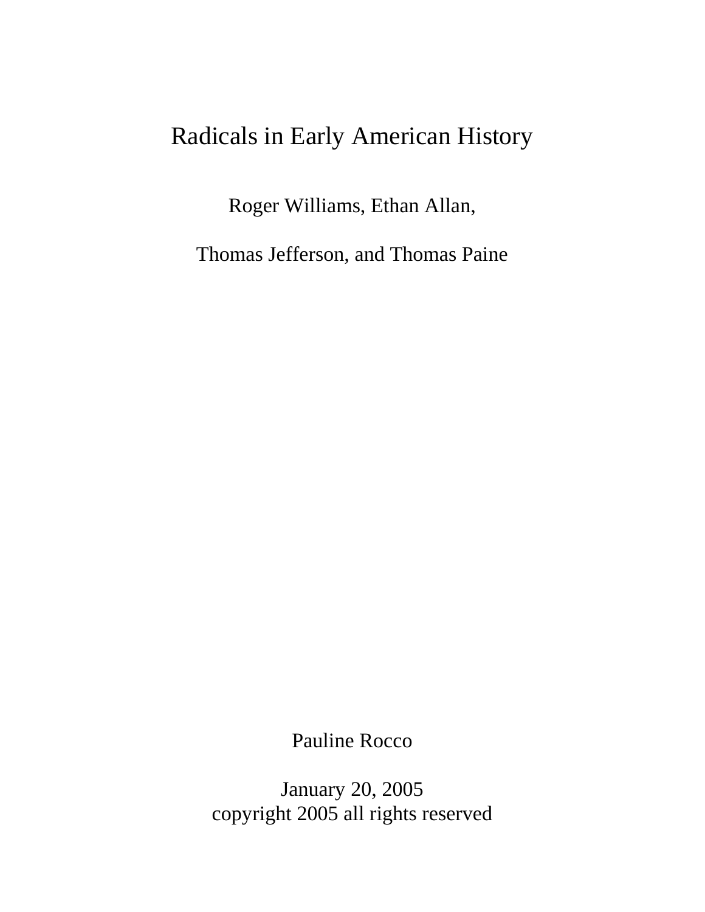# Radicals in Early American History

Roger Williams, Ethan Allan,

Thomas Jefferson, and Thomas Paine

Pauline Rocco

January 20, 2005
copyright 2005 all rights reserved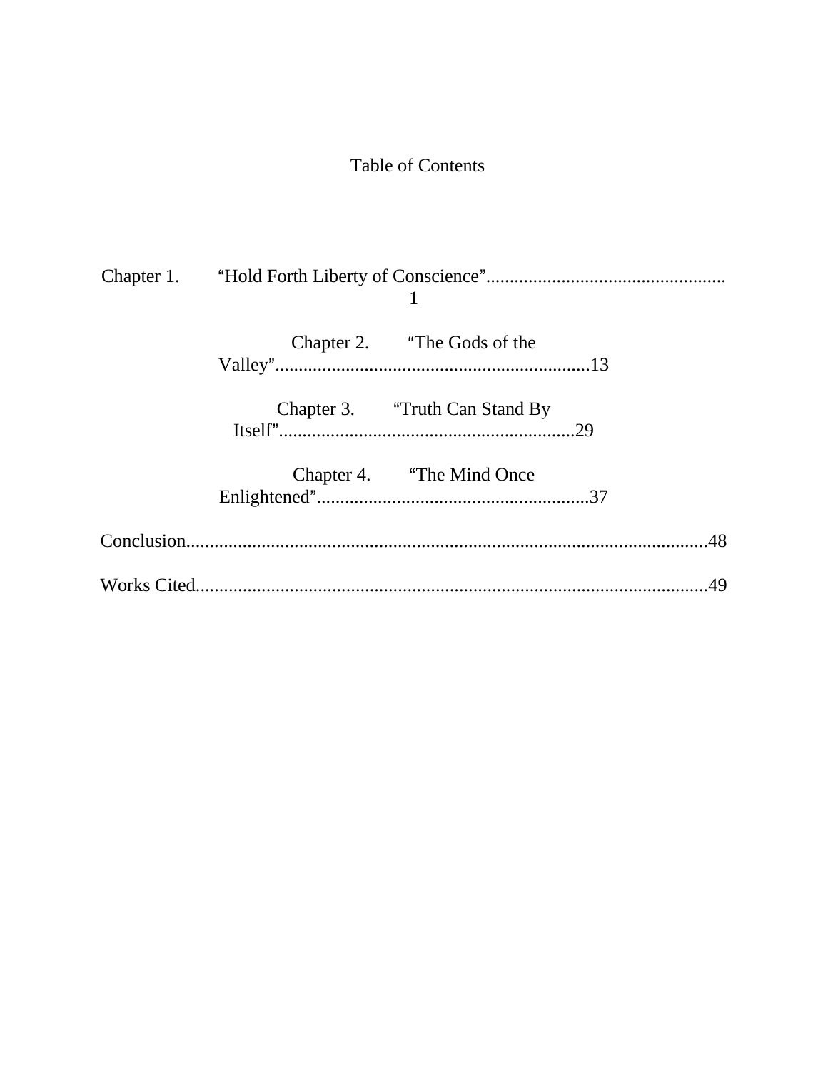# Table of Contents

Chapter 1. “Hold Forth Liberty of Conscience”...................................................1

Chapter 2. “The Gods of the Valley”..................................................................13

Chapter 3. “Truth Can Stand By Itself”..............................................................29

Chapter 4. “The Mind Once Enlightened”..........................................................37

Conclusion..............................................................................................................48

Works Cited...........................................................................................................49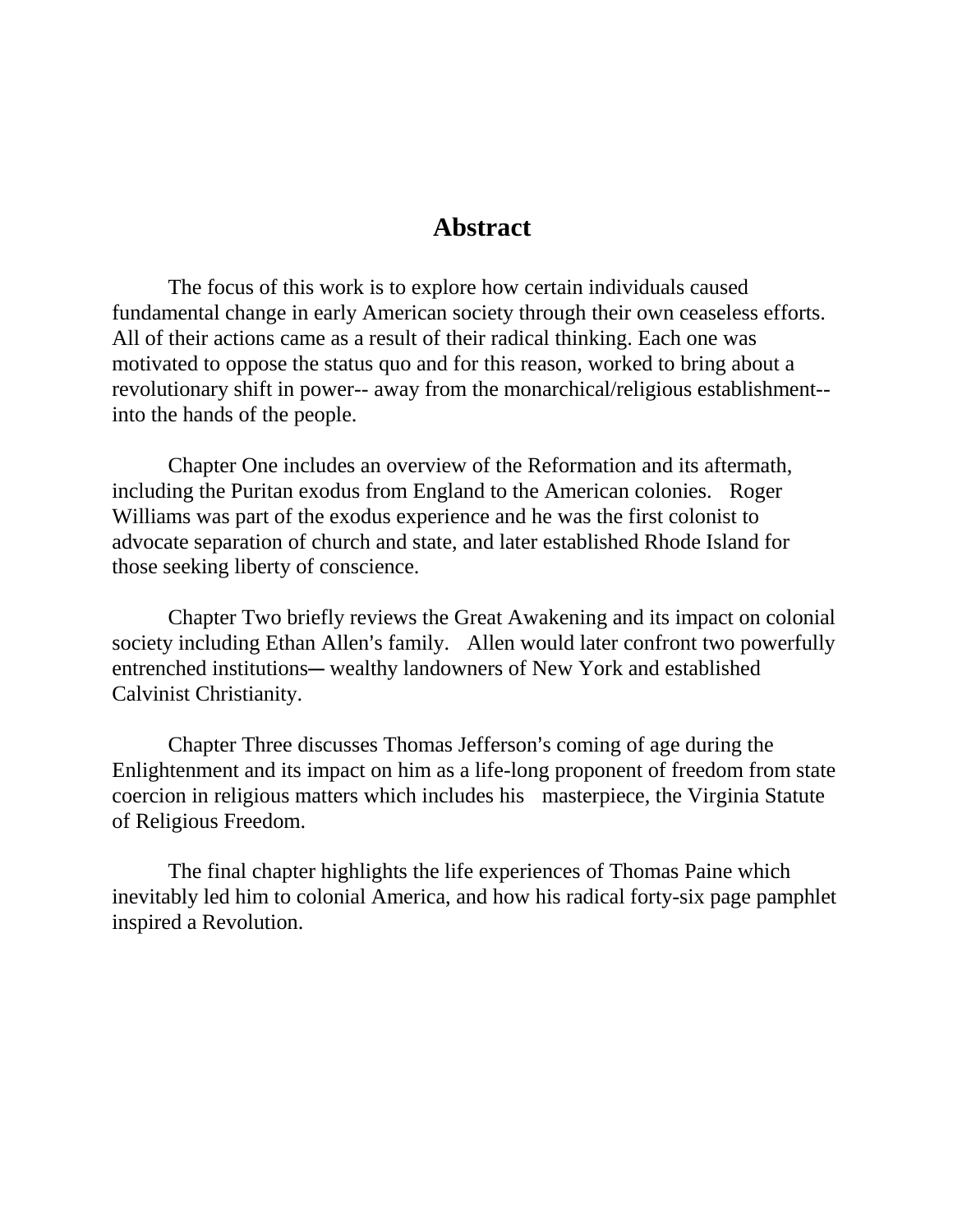# Abstract

The focus of this work is to explore how certain individuals caused fundamental change in early American society through their own ceaseless efforts. All of their actions came as a result of their radical thinking. Each one was motivated to oppose the status quo and for this reason, worked to bring about a revolutionary shift in power-- away from the monarchical/religious establishment-- into the hands of the people.

Chapter One includes an overview of the Reformation and its aftermath, including the Puritan exodus from England to the American colonies. Roger Williams was part of the exodus experience and he was the first colonist to advocate separation of church and state, and later established Rhode Island for those seeking liberty of conscience.

Chapter Two briefly reviews the Great Awakening and its impact on colonial society including Ethan Allen's family. Allen would later confront two powerfully entrenched institutions─ wealthy landowners of New York and established Calvinist Christianity.

Chapter Three discusses Thomas Jefferson's coming of age during the Enlightenment and its impact on him as a life-long proponent of freedom from state coercion in religious matters which includes his masterpiece, the Virginia Statute of Religious Freedom.

The final chapter highlights the life experiences of Thomas Paine which inevitably led him to colonial America, and how his radical forty-six page pamphlet inspired a Revolution.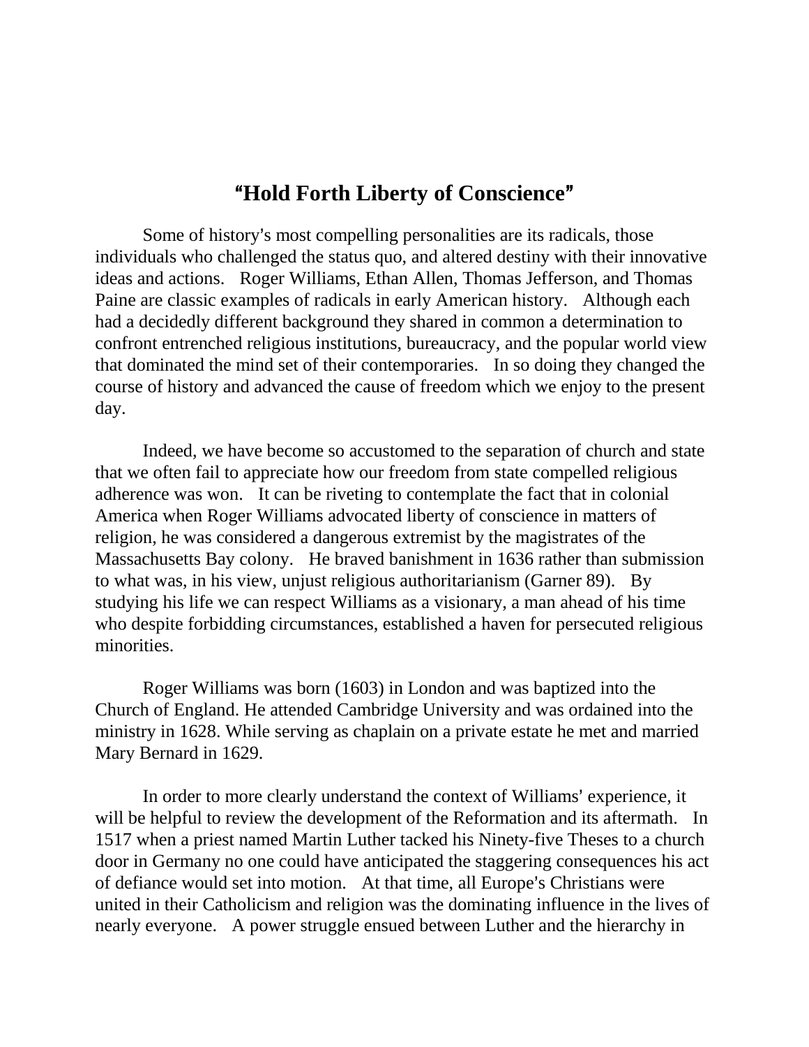# “Hold Forth Liberty of Conscience”

Some of history’s most compelling personalities are its radicals, those individuals who challenged the status quo, and altered destiny with their innovative ideas and actions. Roger Williams, Ethan Allen, Thomas Jefferson, and Thomas Paine are classic examples of radicals in early American history. Although each had a decidedly different background they shared in common a determination to confront entrenched religious institutions, bureaucracy, and the popular world view that dominated the mind set of their contemporaries. In so doing they changed the course of history and advanced the cause of freedom which we enjoy to the present day.

Indeed, we have become so accustomed to the separation of church and state that we often fail to appreciate how our freedom from state compelled religious adherence was won. It can be riveting to contemplate the fact that in colonial America when Roger Williams advocated liberty of conscience in matters of religion, he was considered a dangerous extremist by the magistrates of the Massachusetts Bay colony. He braved banishment in 1636 rather than submission to what was, in his view, unjust religious authoritarianism (Garner 89). By studying his life we can respect Williams as a visionary, a man ahead of his time who despite forbidding circumstances, established a haven for persecuted religious minorities.

Roger Williams was born (1603) in London and was baptized into the Church of England. He attended Cambridge University and was ordained into the ministry in 1628. While serving as chaplain on a private estate he met and married Mary Bernard in 1629.

In order to more clearly understand the context of Williams’ experience, it will be helpful to review the development of the Reformation and its aftermath. In 1517 when a priest named Martin Luther tacked his Ninety-five Theses to a church door in Germany no one could have anticipated the staggering consequences his act of defiance would set into motion. At that time, all Europe’s Christians were united in their Catholicism and religion was the dominating influence in the lives of nearly everyone. A power struggle ensued between Luther and the hierarchy in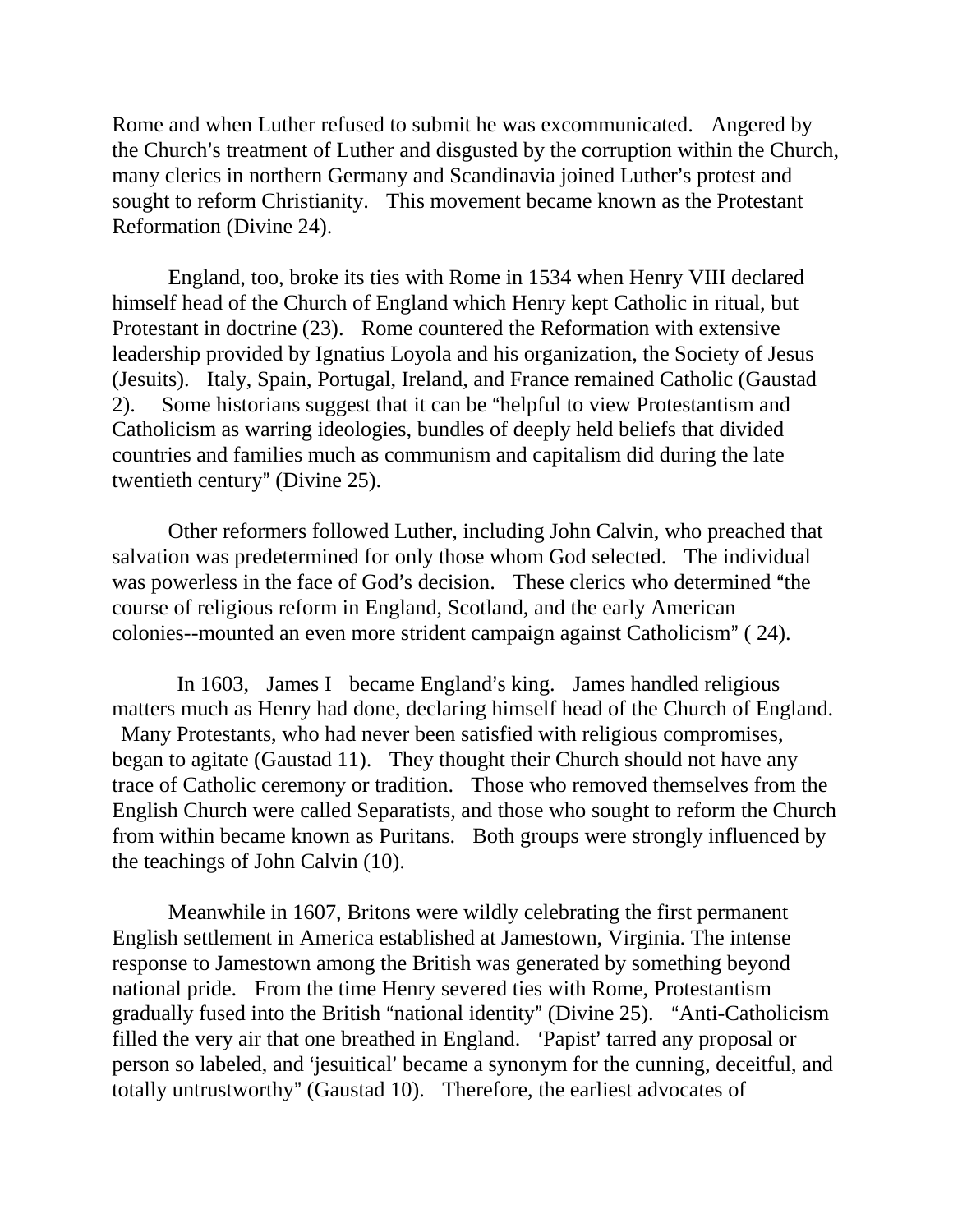Rome and when Luther refused to submit he was excommunicated. Angered by the Church's treatment of Luther and disgusted by the corruption within the Church, many clerics in northern Germany and Scandinavia joined Luther's protest and sought to reform Christianity. This movement became known as the Protestant Reformation (Divine 24).

England, too, broke its ties with Rome in 1534 when Henry VIII declared himself head of the Church of England which Henry kept Catholic in ritual, but Protestant in doctrine (23). Rome countered the Reformation with extensive leadership provided by Ignatius Loyola and his organization, the Society of Jesus (Jesuits). Italy, Spain, Portugal, Ireland, and France remained Catholic (Gaustad 2). Some historians suggest that it can be "helpful to view Protestantism and Catholicism as warring ideologies, bundles of deeply held beliefs that divided countries and families much as communism and capitalism did during the late twentieth century" (Divine 25).

Other reformers followed Luther, including John Calvin, who preached that salvation was predetermined for only those whom God selected. The individual was powerless in the face of God's decision. These clerics who determined "the course of religious reform in England, Scotland, and the early American colonies--mounted an even more strident campaign against Catholicism" ( 24).

In 1603, James I became England's king. James handled religious matters much as Henry had done, declaring himself head of the Church of England. Many Protestants, who had never been satisfied with religious compromises, began to agitate (Gaustad 11). They thought their Church should not have any trace of Catholic ceremony or tradition. Those who removed themselves from the English Church were called Separatists, and those who sought to reform the Church from within became known as Puritans. Both groups were strongly influenced by the teachings of John Calvin (10).

Meanwhile in 1607, Britons were wildly celebrating the first permanent English settlement in America established at Jamestown, Virginia. The intense response to Jamestown among the British was generated by something beyond national pride. From the time Henry severed ties with Rome, Protestantism gradually fused into the British "national identity" (Divine 25). "Anti-Catholicism filled the very air that one breathed in England. 'Papist' tarred any proposal or person so labeled, and 'jesuitical' became a synonym for the cunning, deceitful, and totally untrustworthy" (Gaustad 10). Therefore, the earliest advocates of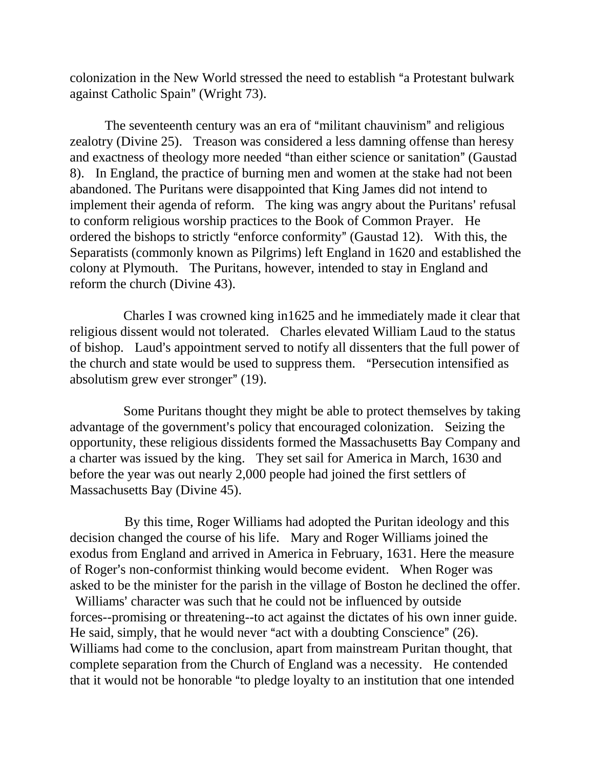colonization in the New World stressed the need to establish "a Protestant bulwark against Catholic Spain" (Wright 73).

The seventeenth century was an era of "militant chauvinism" and religious zealotry (Divine 25). Treason was considered a less damning offense than heresy and exactness of theology more needed "than either science or sanitation" (Gaustad 8). In England, the practice of burning men and women at the stake had not been abandoned. The Puritans were disappointed that King James did not intend to implement their agenda of reform. The king was angry about the Puritans' refusal to conform religious worship practices to the Book of Common Prayer. He ordered the bishops to strictly "enforce conformity" (Gaustad 12). With this, the Separatists (commonly known as Pilgrims) left England in 1620 and established the colony at Plymouth. The Puritans, however, intended to stay in England and reform the church (Divine 43).

Charles I was crowned king in1625 and he immediately made it clear that religious dissent would not tolerated. Charles elevated William Laud to the status of bishop. Laud's appointment served to notify all dissenters that the full power of the church and state would be used to suppress them. "Persecution intensified as absolutism grew ever stronger" (19).

Some Puritans thought they might be able to protect themselves by taking advantage of the government's policy that encouraged colonization. Seizing the opportunity, these religious dissidents formed the Massachusetts Bay Company and a charter was issued by the king. They set sail for America in March, 1630 and before the year was out nearly 2,000 people had joined the first settlers of Massachusetts Bay (Divine 45).

By this time, Roger Williams had adopted the Puritan ideology and this decision changed the course of his life. Mary and Roger Williams joined the exodus from England and arrived in America in February, 1631. Here the measure of Roger's non-conformist thinking would become evident. When Roger was asked to be the minister for the parish in the village of Boston he declined the offer. Williams' character was such that he could not be influenced by outside forces--promising or threatening--to act against the dictates of his own inner guide. He said, simply, that he would never "act with a doubting Conscience" (26). Williams had come to the conclusion, apart from mainstream Puritan thought, that complete separation from the Church of England was a necessity. He contended that it would not be honorable "to pledge loyalty to an institution that one intended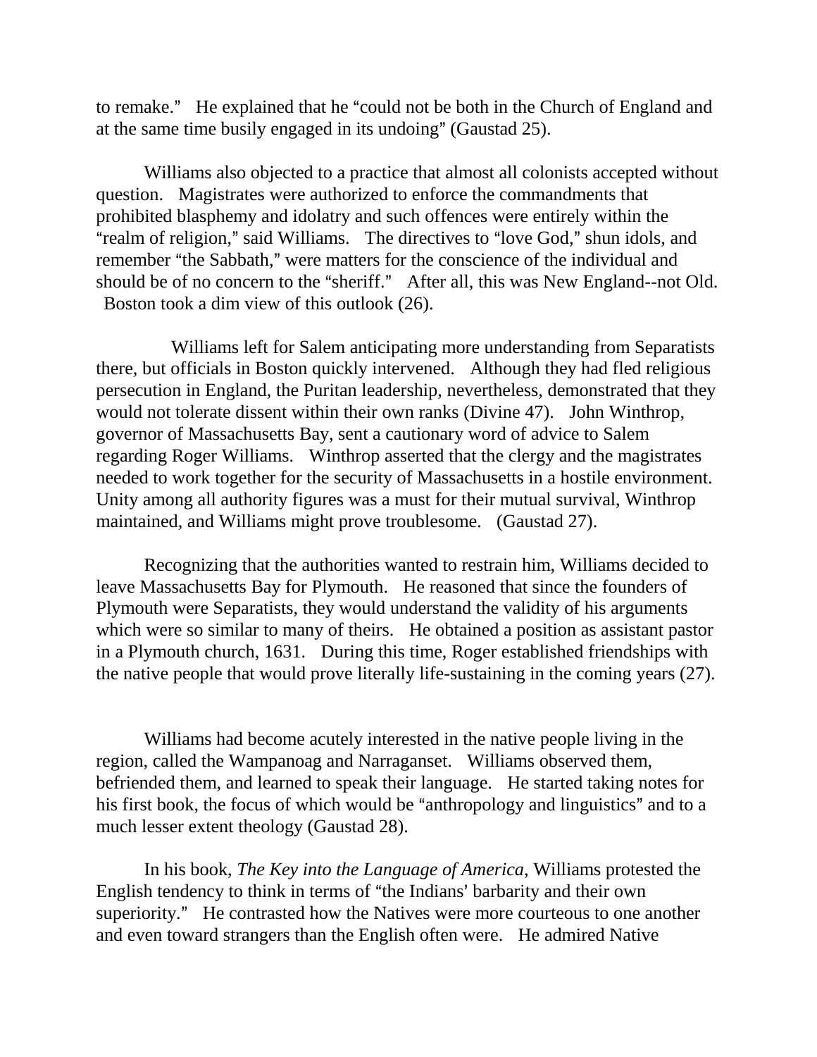to remake." He explained that he "could not be both in the Church of England and at the same time busily engaged in its undoing" (Gaustad 25).

Williams also objected to a practice that almost all colonists accepted without question. Magistrates were authorized to enforce the commandments that prohibited blasphemy and idolatry and such offences were entirely within the "realm of religion," said Williams. The directives to "love God," shun idols, and remember "the Sabbath," were matters for the conscience of the individual and should be of no concern to the "sheriff." After all, this was New England--not Old. Boston took a dim view of this outlook (26).

Williams left for Salem anticipating more understanding from Separatists there, but officials in Boston quickly intervened. Although they had fled religious persecution in England, the Puritan leadership, nevertheless, demonstrated that they would not tolerate dissent within their own ranks (Divine 47). John Winthrop, governor of Massachusetts Bay, sent a cautionary word of advice to Salem regarding Roger Williams. Winthrop asserted that the clergy and the magistrates needed to work together for the security of Massachusetts in a hostile environment. Unity among all authority figures was a must for their mutual survival, Winthrop maintained, and Williams might prove troublesome. (Gaustad 27).

Recognizing that the authorities wanted to restrain him, Williams decided to leave Massachusetts Bay for Plymouth. He reasoned that since the founders of Plymouth were Separatists, they would understand the validity of his arguments which were so similar to many of theirs. He obtained a position as assistant pastor in a Plymouth church, 1631. During this time, Roger established friendships with the native people that would prove literally life-sustaining in the coming years (27).

Williams had become acutely interested in the native people living in the region, called the Wampanoag and Narraganset. Williams observed them, befriended them, and learned to speak their language. He started taking notes for his first book, the focus of which would be "anthropology and linguistics" and to a much lesser extent theology (Gaustad 28).

In his book, *The Key into the Language of America*, Williams protested the English tendency to think in terms of "the Indians' barbarity and their own superiority." He contrasted how the Natives were more courteous to one another and even toward strangers than the English often were. He admired Native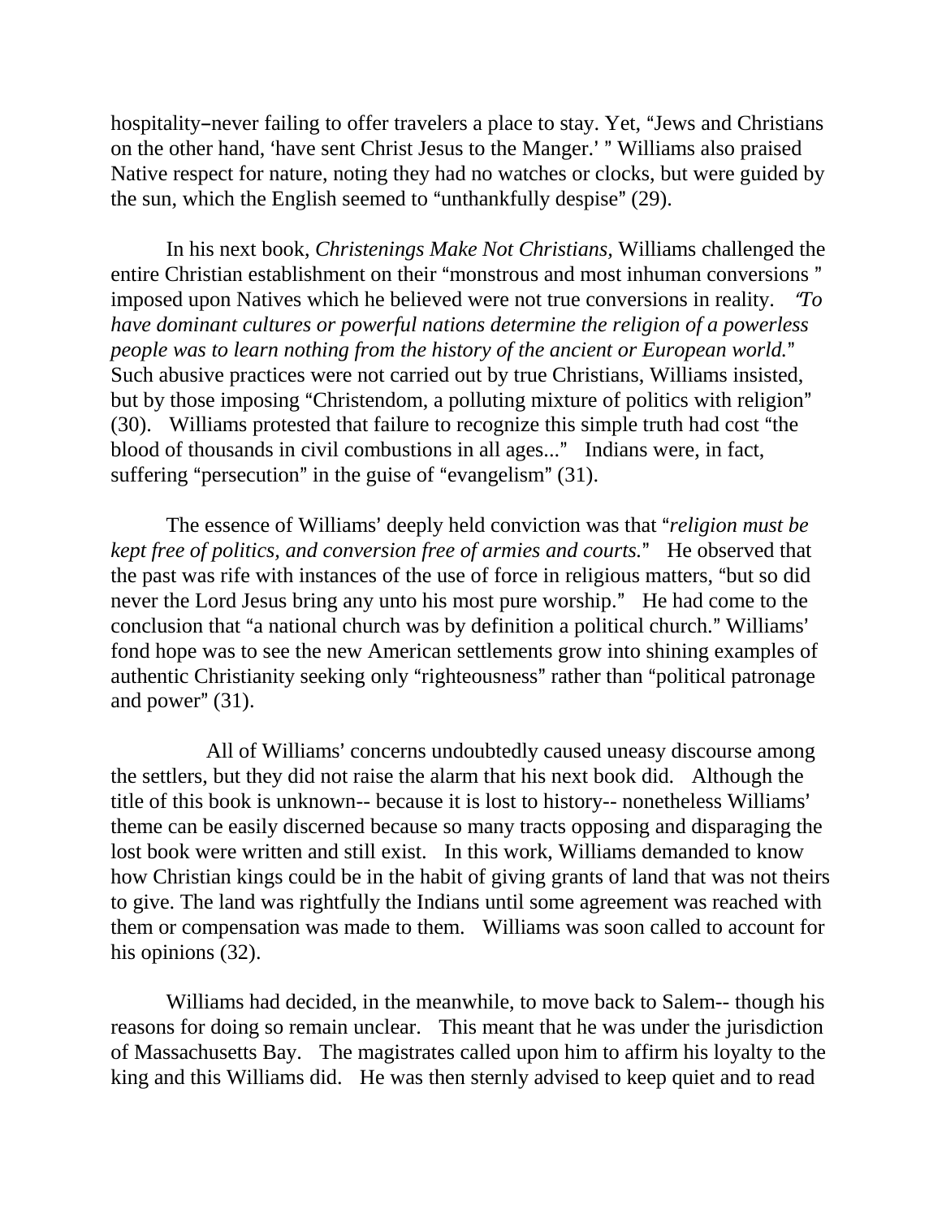hospitality–never failing to offer travelers a place to stay. Yet, "Jews and Christians on the other hand, 'have sent Christ Jesus to the Manger.' " Williams also praised Native respect for nature, noting they had no watches or clocks, but were guided by the sun, which the English seemed to "unthankfully despise" (29).

In his next book, *Christenings Make Not Christians,* Williams challenged the entire Christian establishment on their "monstrous and most inhuman conversions " imposed upon Natives which he believed were not true conversions in reality. *"To have dominant cultures or powerful nations determine the religion of a powerless people was to learn nothing from the history of the ancient or European world.*" Such abusive practices were not carried out by true Christians, Williams insisted, but by those imposing "Christendom, a polluting mixture of politics with religion" (30). Williams protested that failure to recognize this simple truth had cost "the blood of thousands in civil combustions in all ages..." Indians were, in fact, suffering "persecution" in the guise of "evangelism" (31).

The essence of Williams' deeply held conviction was that "*religion must be kept free of politics, and conversion free of armies and courts.*" He observed that the past was rife with instances of the use of force in religious matters, "but so did never the Lord Jesus bring any unto his most pure worship." He had come to the conclusion that "a national church was by definition a political church." Williams' fond hope was to see the new American settlements grow into shining examples of authentic Christianity seeking only "righteousness" rather than "political patronage and power" (31).

All of Williams' concerns undoubtedly caused uneasy discourse among the settlers, but they did not raise the alarm that his next book did. Although the title of this book is unknown-- because it is lost to history-- nonetheless Williams' theme can be easily discerned because so many tracts opposing and disparaging the lost book were written and still exist. In this work, Williams demanded to know how Christian kings could be in the habit of giving grants of land that was not theirs to give. The land was rightfully the Indians until some agreement was reached with them or compensation was made to them. Williams was soon called to account for his opinions (32).

Williams had decided, in the meanwhile, to move back to Salem-- though his reasons for doing so remain unclear. This meant that he was under the jurisdiction of Massachusetts Bay. The magistrates called upon him to affirm his loyalty to the king and this Williams did. He was then sternly advised to keep quiet and to read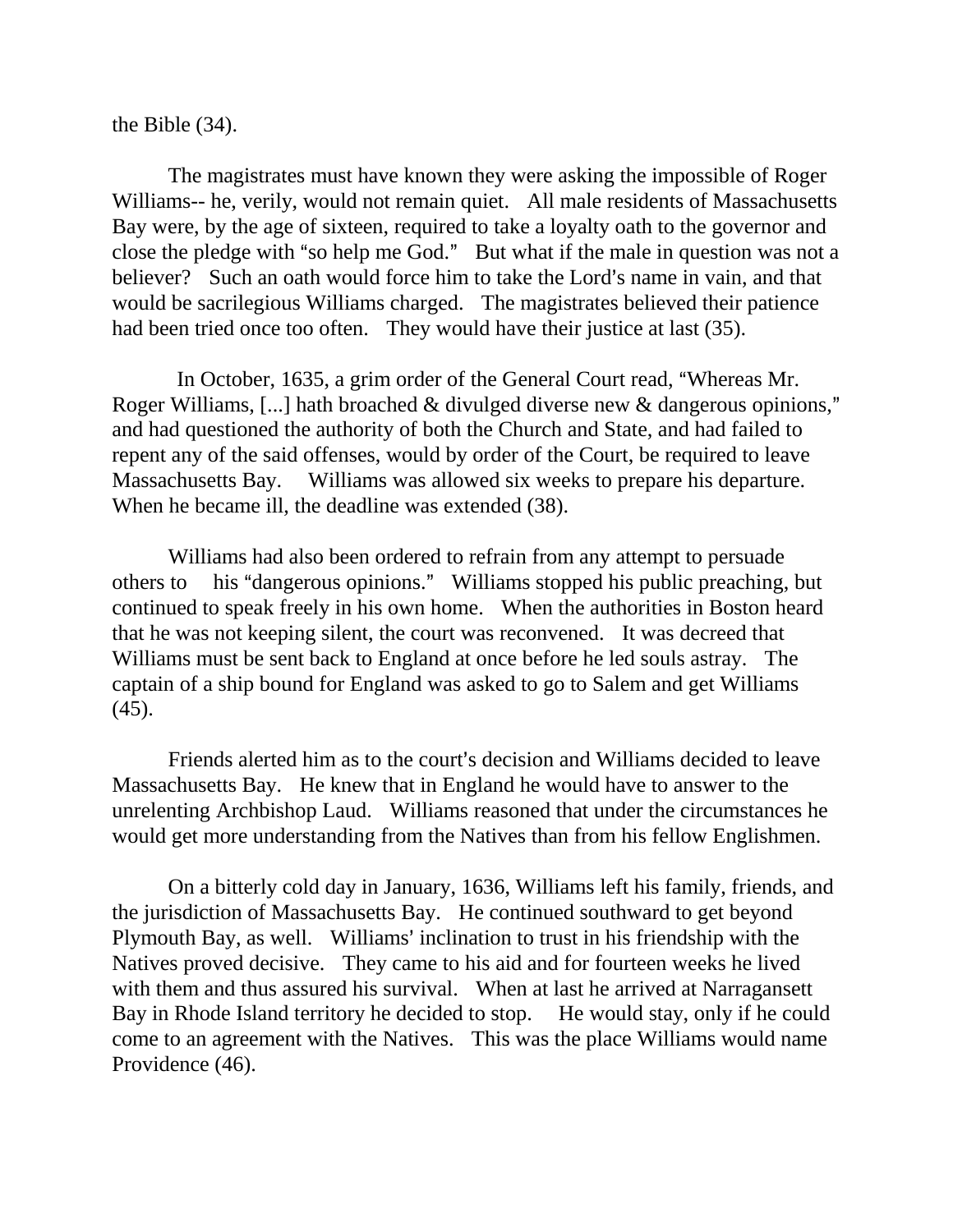the Bible (34).

The magistrates must have known they were asking the impossible of Roger Williams-- he, verily, would not remain quiet. All male residents of Massachusetts Bay were, by the age of sixteen, required to take a loyalty oath to the governor and close the pledge with "so help me God." But what if the male in question was not a believer? Such an oath would force him to take the Lord's name in vain, and that would be sacrilegious Williams charged. The magistrates believed their patience had been tried once too often. They would have their justice at last (35).

In October, 1635, a grim order of the General Court read, "Whereas Mr. Roger Williams, [...] hath broached & divulged diverse new & dangerous opinions," and had questioned the authority of both the Church and State, and had failed to repent any of the said offenses, would by order of the Court, be required to leave Massachusetts Bay. Williams was allowed six weeks to prepare his departure. When he became ill, the deadline was extended (38).

Williams had also been ordered to refrain from any attempt to persuade others to his "dangerous opinions." Williams stopped his public preaching, but continued to speak freely in his own home. When the authorities in Boston heard that he was not keeping silent, the court was reconvened. It was decreed that Williams must be sent back to England at once before he led souls astray. The captain of a ship bound for England was asked to go to Salem and get Williams (45).

Friends alerted him as to the court's decision and Williams decided to leave Massachusetts Bay. He knew that in England he would have to answer to the unrelenting Archbishop Laud. Williams reasoned that under the circumstances he would get more understanding from the Natives than from his fellow Englishmen.

On a bitterly cold day in January, 1636, Williams left his family, friends, and the jurisdiction of Massachusetts Bay. He continued southward to get beyond Plymouth Bay, as well. Williams' inclination to trust in his friendship with the Natives proved decisive. They came to his aid and for fourteen weeks he lived with them and thus assured his survival. When at last he arrived at Narragansett Bay in Rhode Island territory he decided to stop. He would stay, only if he could come to an agreement with the Natives. This was the place Williams would name Providence (46).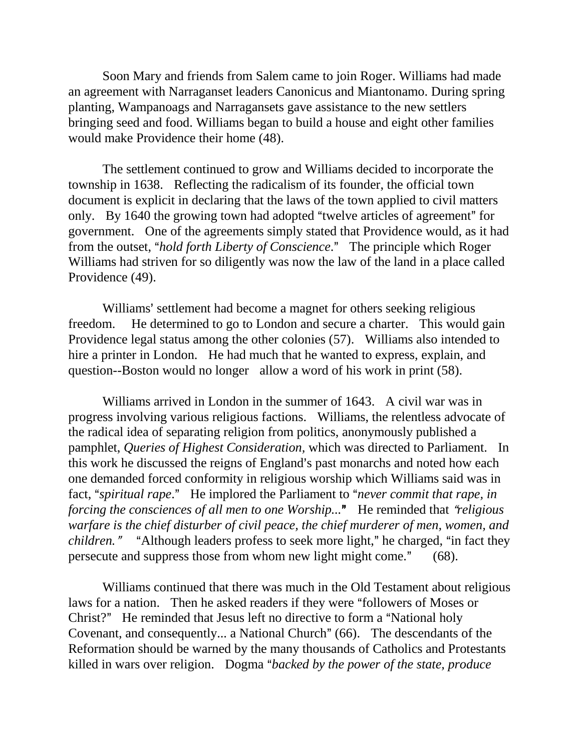Soon Mary and friends from Salem came to join Roger. Williams had made an agreement with Narraganset leaders Canonicus and Miantonamo. During spring planting, Wampanoags and Narragansets gave assistance to the new settlers bringing seed and food. Williams began to build a house and eight other families would make Providence their home (48).

The settlement continued to grow and Williams decided to incorporate the township in 1638. Reflecting the radicalism of its founder, the official town document is explicit in declaring that the laws of the town applied to civil matters only. By 1640 the growing town had adopted "twelve articles of agreement" for government. One of the agreements simply stated that Providence would, as it had from the outset, "*hold forth Liberty of Conscience*." The principle which Roger Williams had striven for so diligently was now the law of the land in a place called Providence (49).

Williams' settlement had become a magnet for others seeking religious freedom. He determined to go to London and secure a charter. This would gain Providence legal status among the other colonies (57). Williams also intended to hire a printer in London. He had much that he wanted to express, explain, and question--Boston would no longer allow a word of his work in print (58).

Williams arrived in London in the summer of 1643. A civil war was in progress involving various religious factions. Williams, the relentless advocate of the radical idea of separating religion from politics, anonymously published a pamphlet, *Queries of Highest Consideration,* which was directed to Parliament. In this work he discussed the reigns of England's past monarchs and noted how each one demanded forced conformity in religious worship which Williams said was in fact, "*spiritual rape*." He implored the Parliament to "*never commit that rape, in forcing the consciences of all men to one Worship...*" He reminded that "*religious warfare is the chief disturber of civil peace, the chief murderer of men, women, and children.*" "Although leaders profess to seek more light," he charged, "in fact they persecute and suppress those from whom new light might come." (68).

Williams continued that there was much in the Old Testament about religious laws for a nation. Then he asked readers if they were "followers of Moses or Christ?" He reminded that Jesus left no directive to form a "National holy Covenant, and consequently... a National Church" (66). The descendants of the Reformation should be warned by the many thousands of Catholics and Protestants killed in wars over religion. Dogma "*backed by the power of the state, produce*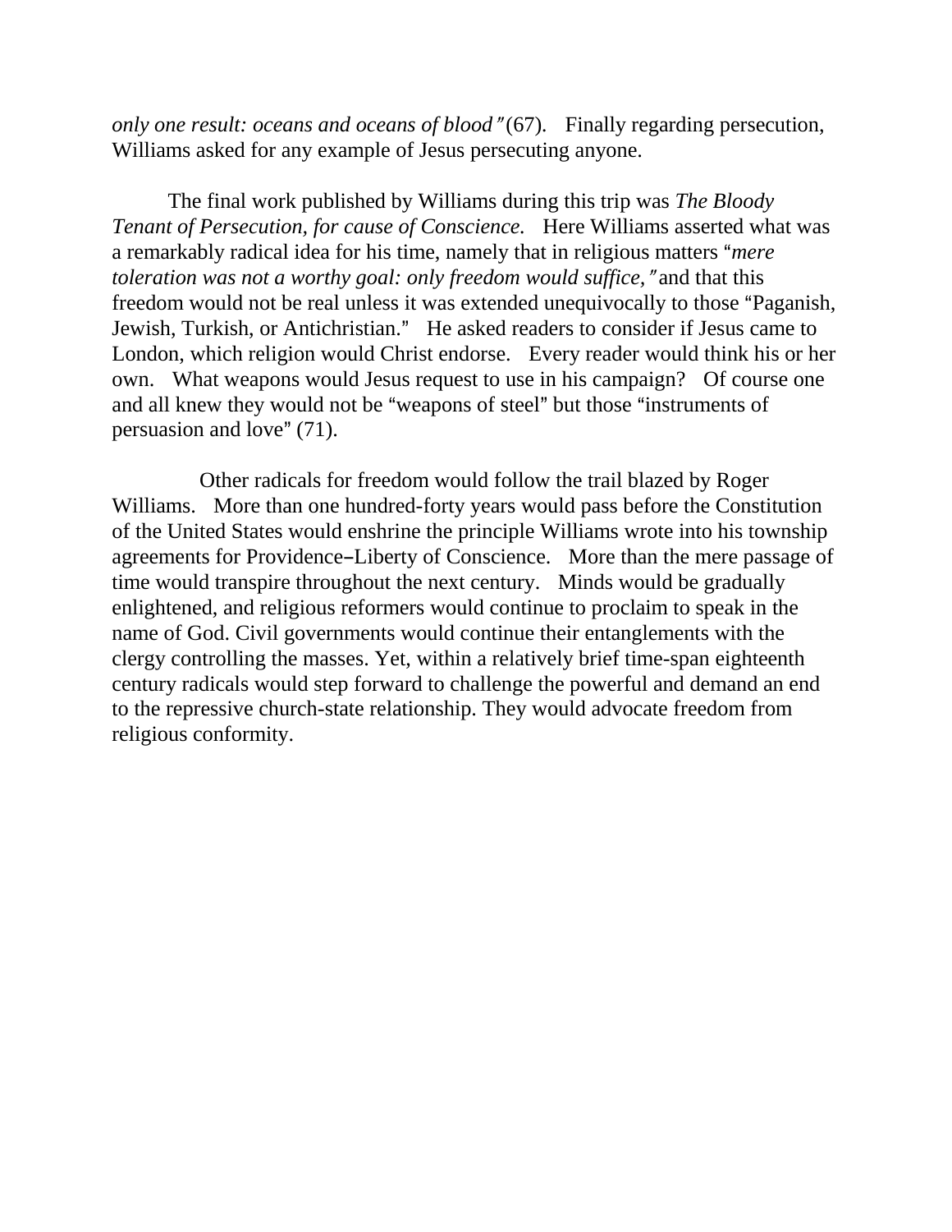*only one result: oceans and oceans of blood"* (67). Finally regarding persecution, Williams asked for any example of Jesus persecuting anyone.

The final work published by Williams during this trip was *The Bloody Tenant of Persecution, for cause of Conscience.* Here Williams asserted what was a remarkably radical idea for his time, namely that in religious matters "*mere toleration was not a worthy goal: only freedom would suffice,"* and that this freedom would not be real unless it was extended unequivocally to those "Paganish, Jewish, Turkish, or Antichristian." He asked readers to consider if Jesus came to London, which religion would Christ endorse. Every reader would think his or her own. What weapons would Jesus request to use in his campaign? Of course one and all knew they would not be "weapons of steel" but those "instruments of persuasion and love" (71).

Other radicals for freedom would follow the trail blazed by Roger Williams. More than one hundred-forty years would pass before the Constitution of the United States would enshrine the principle Williams wrote into his township agreements for Providence–Liberty of Conscience. More than the mere passage of time would transpire throughout the next century. Minds would be gradually enlightened, and religious reformers would continue to proclaim to speak in the name of God. Civil governments would continue their entanglements with the clergy controlling the masses. Yet, within a relatively brief time-span eighteenth century radicals would step forward to challenge the powerful and demand an end to the repressive church-state relationship. They would advocate freedom from religious conformity.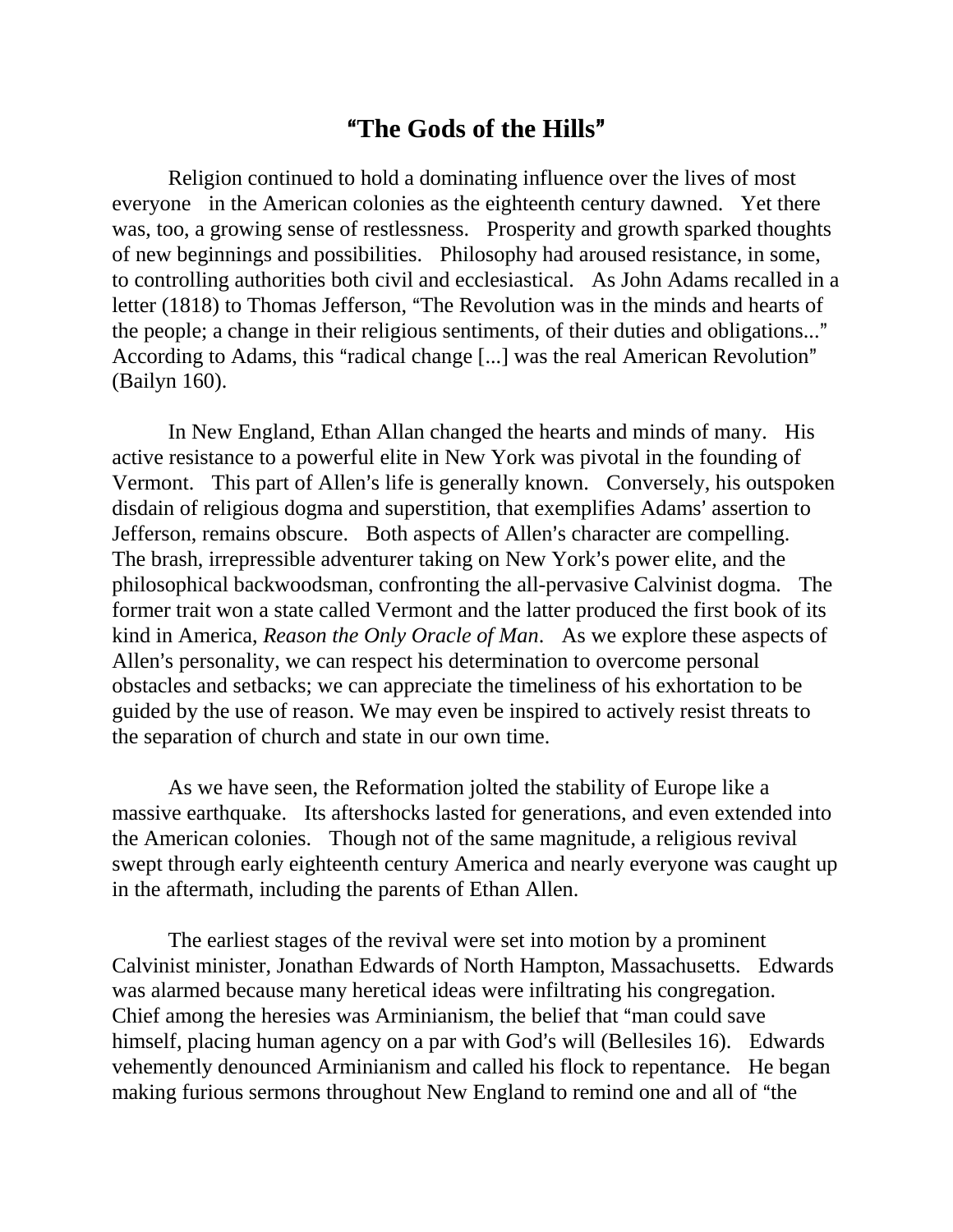# “The Gods of the Hills”

Religion continued to hold a dominating influence over the lives of most everyone in the American colonies as the eighteenth century dawned. Yet there was, too, a growing sense of restlessness. Prosperity and growth sparked thoughts of new beginnings and possibilities. Philosophy had aroused resistance, in some, to controlling authorities both civil and ecclesiastical. As John Adams recalled in a letter (1818) to Thomas Jefferson, “The Revolution was in the minds and hearts of the people; a change in their religious sentiments, of their duties and obligations...” According to Adams, this “radical change [...] was the real American Revolution” (Bailyn 160).

In New England, Ethan Allan changed the hearts and minds of many. His active resistance to a powerful elite in New York was pivotal in the founding of Vermont. This part of Allen’s life is generally known. Conversely, his outspoken disdain of religious dogma and superstition, that exemplifies Adams’ assertion to Jefferson, remains obscure. Both aspects of Allen’s character are compelling. The brash, irrepressible adventurer taking on New York’s power elite, and the philosophical backwoodsman, confronting the all-pervasive Calvinist dogma. The former trait won a state called Vermont and the latter produced the first book of its kind in America, *Reason the Only Oracle of Man*. As we explore these aspects of Allen’s personality, we can respect his determination to overcome personal obstacles and setbacks; we can appreciate the timeliness of his exhortation to be guided by the use of reason. We may even be inspired to actively resist threats to the separation of church and state in our own time.

As we have seen, the Reformation jolted the stability of Europe like a massive earthquake. Its aftershocks lasted for generations, and even extended into the American colonies. Though not of the same magnitude, a religious revival swept through early eighteenth century America and nearly everyone was caught up in the aftermath, including the parents of Ethan Allen.

The earliest stages of the revival were set into motion by a prominent Calvinist minister, Jonathan Edwards of North Hampton, Massachusetts. Edwards was alarmed because many heretical ideas were infiltrating his congregation. Chief among the heresies was Arminianism, the belief that “man could save himself, placing human agency on a par with God’s will (Bellesiles 16). Edwards vehemently denounced Arminianism and called his flock to repentance. He began making furious sermons throughout New England to remind one and all of “the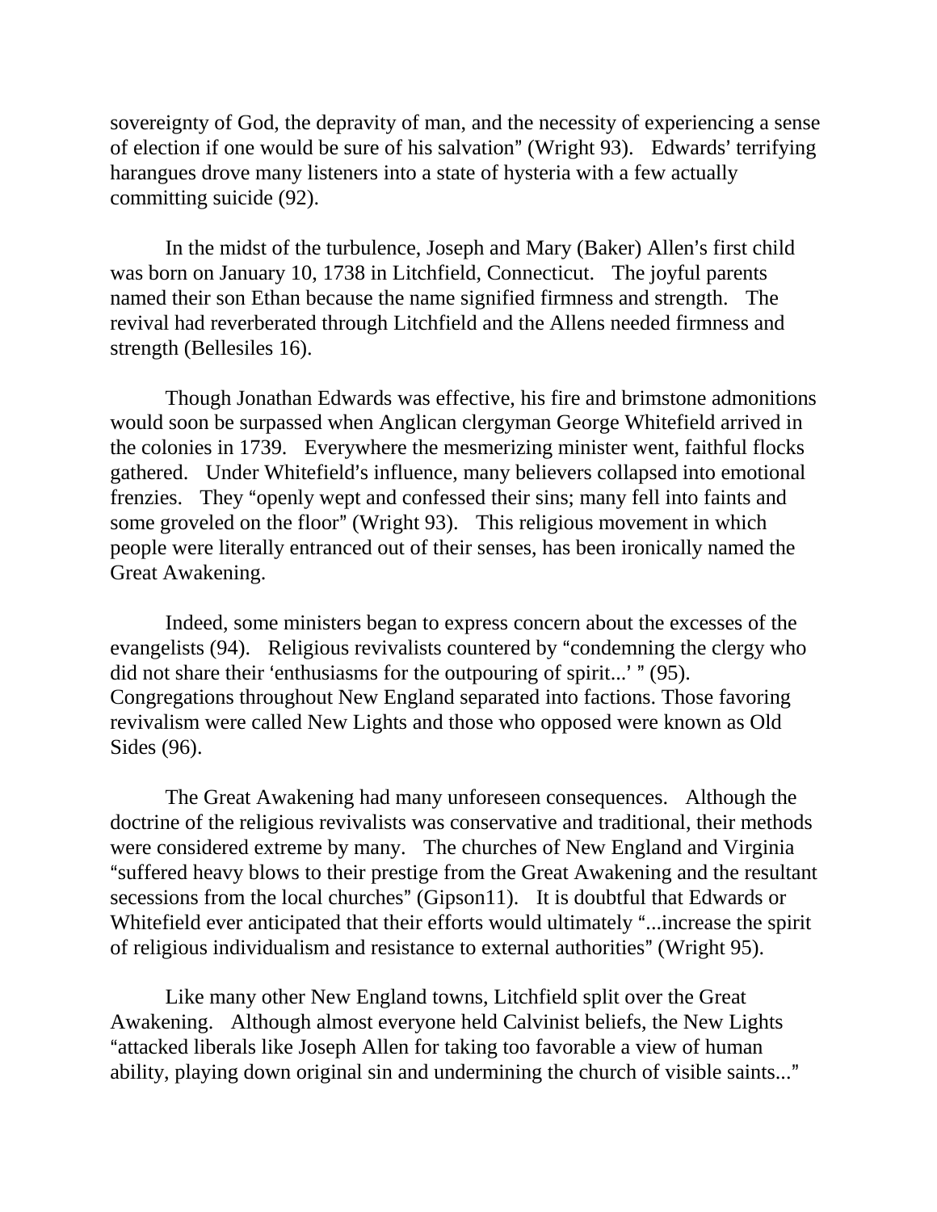sovereignty of God, the depravity of man, and the necessity of experiencing a sense of election if one would be sure of his salvation" (Wright 93). Edwards' terrifying harangues drove many listeners into a state of hysteria with a few actually committing suicide (92).

In the midst of the turbulence, Joseph and Mary (Baker) Allen's first child was born on January 10, 1738 in Litchfield, Connecticut. The joyful parents named their son Ethan because the name signified firmness and strength. The revival had reverberated through Litchfield and the Allens needed firmness and strength (Bellesiles 16).

Though Jonathan Edwards was effective, his fire and brimstone admonitions would soon be surpassed when Anglican clergyman George Whitefield arrived in the colonies in 1739. Everywhere the mesmerizing minister went, faithful flocks gathered. Under Whitefield's influence, many believers collapsed into emotional frenzies. They "openly wept and confessed their sins; many fell into faints and some groveled on the floor" (Wright 93). This religious movement in which people were literally entranced out of their senses, has been ironically named the Great Awakening.

Indeed, some ministers began to express concern about the excesses of the evangelists (94). Religious revivalists countered by "condemning the clergy who did not share their 'enthusiasms for the outpouring of spirit...' " (95). Congregations throughout New England separated into factions. Those favoring revivalism were called New Lights and those who opposed were known as Old Sides (96).

The Great Awakening had many unforeseen consequences. Although the doctrine of the religious revivalists was conservative and traditional, their methods were considered extreme by many. The churches of New England and Virginia "suffered heavy blows to their prestige from the Great Awakening and the resultant secessions from the local churches" (Gipson11). It is doubtful that Edwards or Whitefield ever anticipated that their efforts would ultimately "...increase the spirit of religious individualism and resistance to external authorities" (Wright 95).

Like many other New England towns, Litchfield split over the Great Awakening. Although almost everyone held Calvinist beliefs, the New Lights "attacked liberals like Joseph Allen for taking too favorable a view of human ability, playing down original sin and undermining the church of visible saints..."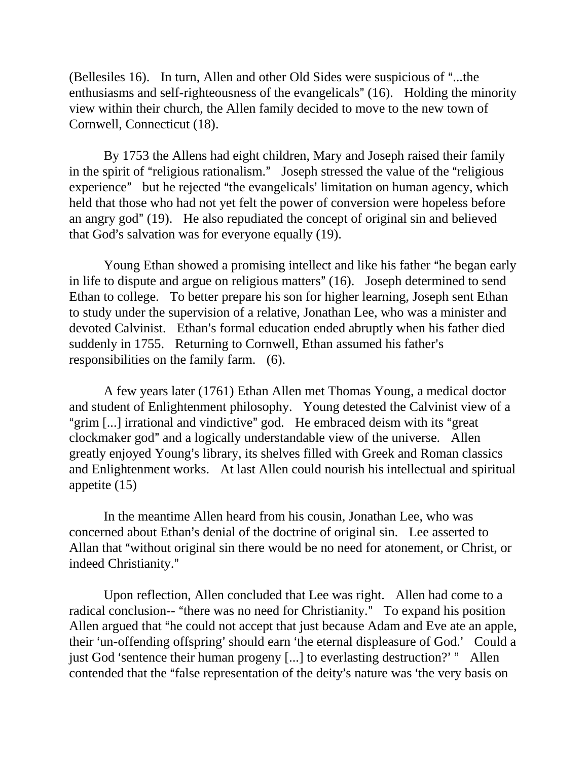(Bellesiles 16). In turn, Allen and other Old Sides were suspicious of "...the enthusiasms and self-righteousness of the evangelicals" (16). Holding the minority view within their church, the Allen family decided to move to the new town of Cornwell, Connecticut (18).

By 1753 the Allens had eight children, Mary and Joseph raised their family in the spirit of "religious rationalism." Joseph stressed the value of the "religious experience" but he rejected "the evangelicals' limitation on human agency, which held that those who had not yet felt the power of conversion were hopeless before an angry god" (19). He also repudiated the concept of original sin and believed that God's salvation was for everyone equally (19).

Young Ethan showed a promising intellect and like his father "he began early in life to dispute and argue on religious matters" (16). Joseph determined to send Ethan to college. To better prepare his son for higher learning, Joseph sent Ethan to study under the supervision of a relative, Jonathan Lee, who was a minister and devoted Calvinist. Ethan's formal education ended abruptly when his father died suddenly in 1755. Returning to Cornwell, Ethan assumed his father's responsibilities on the family farm. (6).

A few years later (1761) Ethan Allen met Thomas Young, a medical doctor and student of Enlightenment philosophy. Young detested the Calvinist view of a "grim [...] irrational and vindictive" god. He embraced deism with its "great clockmaker god" and a logically understandable view of the universe. Allen greatly enjoyed Young's library, its shelves filled with Greek and Roman classics and Enlightenment works. At last Allen could nourish his intellectual and spiritual appetite (15)

In the meantime Allen heard from his cousin, Jonathan Lee, who was concerned about Ethan's denial of the doctrine of original sin. Lee asserted to Allan that "without original sin there would be no need for atonement, or Christ, or indeed Christianity."

Upon reflection, Allen concluded that Lee was right. Allen had come to a radical conclusion-- "there was no need for Christianity." To expand his position Allen argued that "he could not accept that just because Adam and Eve ate an apple, their 'un-offending offspring' should earn 'the eternal displeasure of God.' Could a just God 'sentence their human progeny [...] to everlasting destruction?' " Allen contended that the "false representation of the deity's nature was 'the very basis on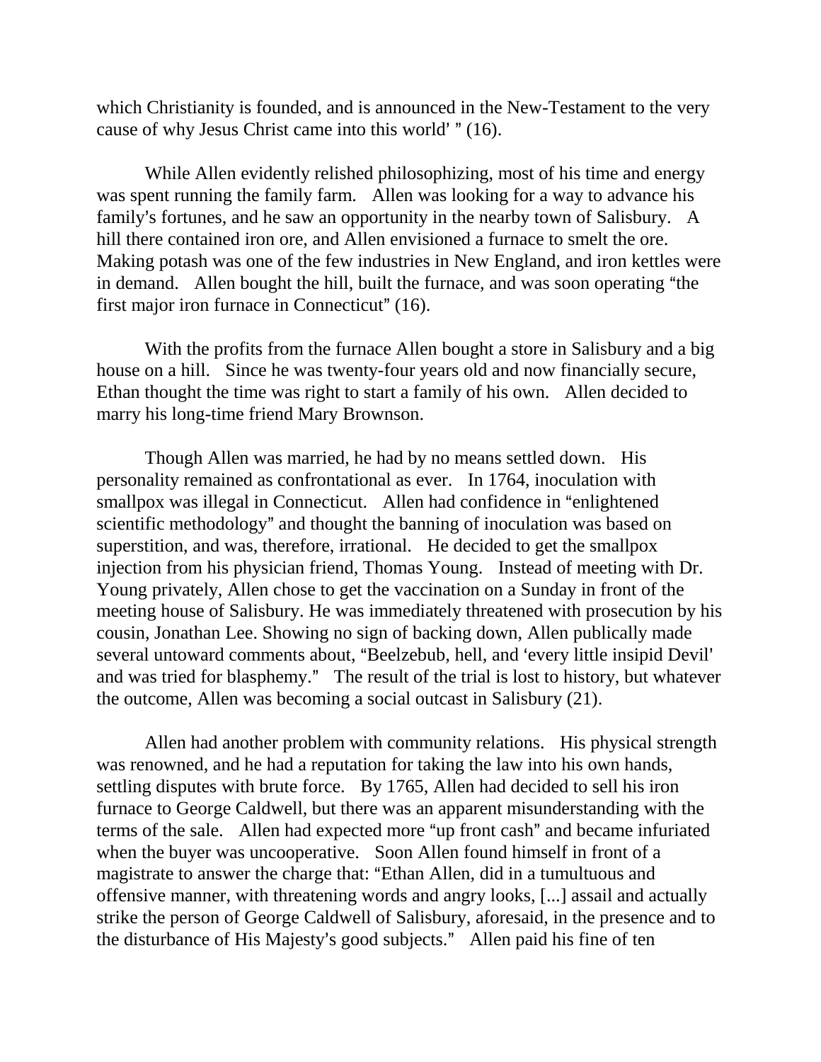which Christianity is founded, and is announced in the New-Testament to the very cause of why Jesus Christ came into this world' " (16).

While Allen evidently relished philosophizing, most of his time and energy was spent running the family farm. Allen was looking for a way to advance his family's fortunes, and he saw an opportunity in the nearby town of Salisbury. A hill there contained iron ore, and Allen envisioned a furnace to smelt the ore. Making potash was one of the few industries in New England, and iron kettles were in demand. Allen bought the hill, built the furnace, and was soon operating "the first major iron furnace in Connecticut" (16).

With the profits from the furnace Allen bought a store in Salisbury and a big house on a hill. Since he was twenty-four years old and now financially secure, Ethan thought the time was right to start a family of his own. Allen decided to marry his long-time friend Mary Brownson.

Though Allen was married, he had by no means settled down. His personality remained as confrontational as ever. In 1764, inoculation with smallpox was illegal in Connecticut. Allen had confidence in "enlightened scientific methodology" and thought the banning of inoculation was based on superstition, and was, therefore, irrational. He decided to get the smallpox injection from his physician friend, Thomas Young. Instead of meeting with Dr. Young privately, Allen chose to get the vaccination on a Sunday in front of the meeting house of Salisbury. He was immediately threatened with prosecution by his cousin, Jonathan Lee. Showing no sign of backing down, Allen publically made several untoward comments about, "Beelzebub, hell, and 'every little insipid Devil' and was tried for blasphemy." The result of the trial is lost to history, but whatever the outcome, Allen was becoming a social outcast in Salisbury (21).

Allen had another problem with community relations. His physical strength was renowned, and he had a reputation for taking the law into his own hands, settling disputes with brute force. By 1765, Allen had decided to sell his iron furnace to George Caldwell, but there was an apparent misunderstanding with the terms of the sale. Allen had expected more "up front cash" and became infuriated when the buyer was uncooperative. Soon Allen found himself in front of a magistrate to answer the charge that: "Ethan Allen, did in a tumultuous and offensive manner, with threatening words and angry looks, [...] assail and actually strike the person of George Caldwell of Salisbury, aforesaid, in the presence and to the disturbance of His Majesty's good subjects." Allen paid his fine of ten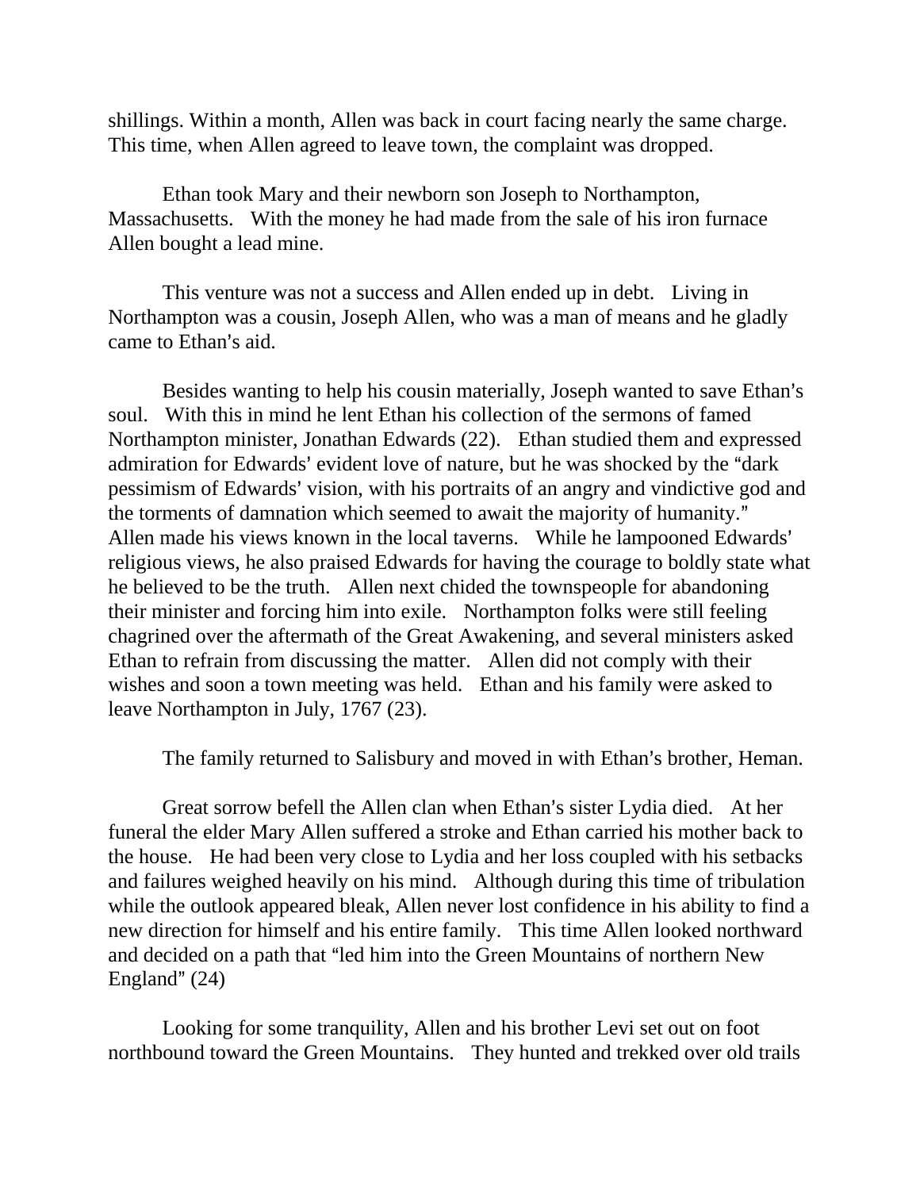shillings. Within a month, Allen was back in court facing nearly the same charge. This time, when Allen agreed to leave town, the complaint was dropped.

Ethan took Mary and their newborn son Joseph to Northampton, Massachusetts. With the money he had made from the sale of his iron furnace Allen bought a lead mine.

This venture was not a success and Allen ended up in debt. Living in Northampton was a cousin, Joseph Allen, who was a man of means and he gladly came to Ethan's aid.

Besides wanting to help his cousin materially, Joseph wanted to save Ethan's soul. With this in mind he lent Ethan his collection of the sermons of famed Northampton minister, Jonathan Edwards (22). Ethan studied them and expressed admiration for Edwards' evident love of nature, but he was shocked by the "dark pessimism of Edwards' vision, with his portraits of an angry and vindictive god and the torments of damnation which seemed to await the majority of humanity." Allen made his views known in the local taverns. While he lampooned Edwards' religious views, he also praised Edwards for having the courage to boldly state what he believed to be the truth. Allen next chided the townspeople for abandoning their minister and forcing him into exile. Northampton folks were still feeling chagrined over the aftermath of the Great Awakening, and several ministers asked Ethan to refrain from discussing the matter. Allen did not comply with their wishes and soon a town meeting was held. Ethan and his family were asked to leave Northampton in July, 1767 (23).

The family returned to Salisbury and moved in with Ethan's brother, Heman.

Great sorrow befell the Allen clan when Ethan's sister Lydia died. At her funeral the elder Mary Allen suffered a stroke and Ethan carried his mother back to the house. He had been very close to Lydia and her loss coupled with his setbacks and failures weighed heavily on his mind. Although during this time of tribulation while the outlook appeared bleak, Allen never lost confidence in his ability to find a new direction for himself and his entire family. This time Allen looked northward and decided on a path that "led him into the Green Mountains of northern New England" (24)

Looking for some tranquility, Allen and his brother Levi set out on foot northbound toward the Green Mountains. They hunted and trekked over old trails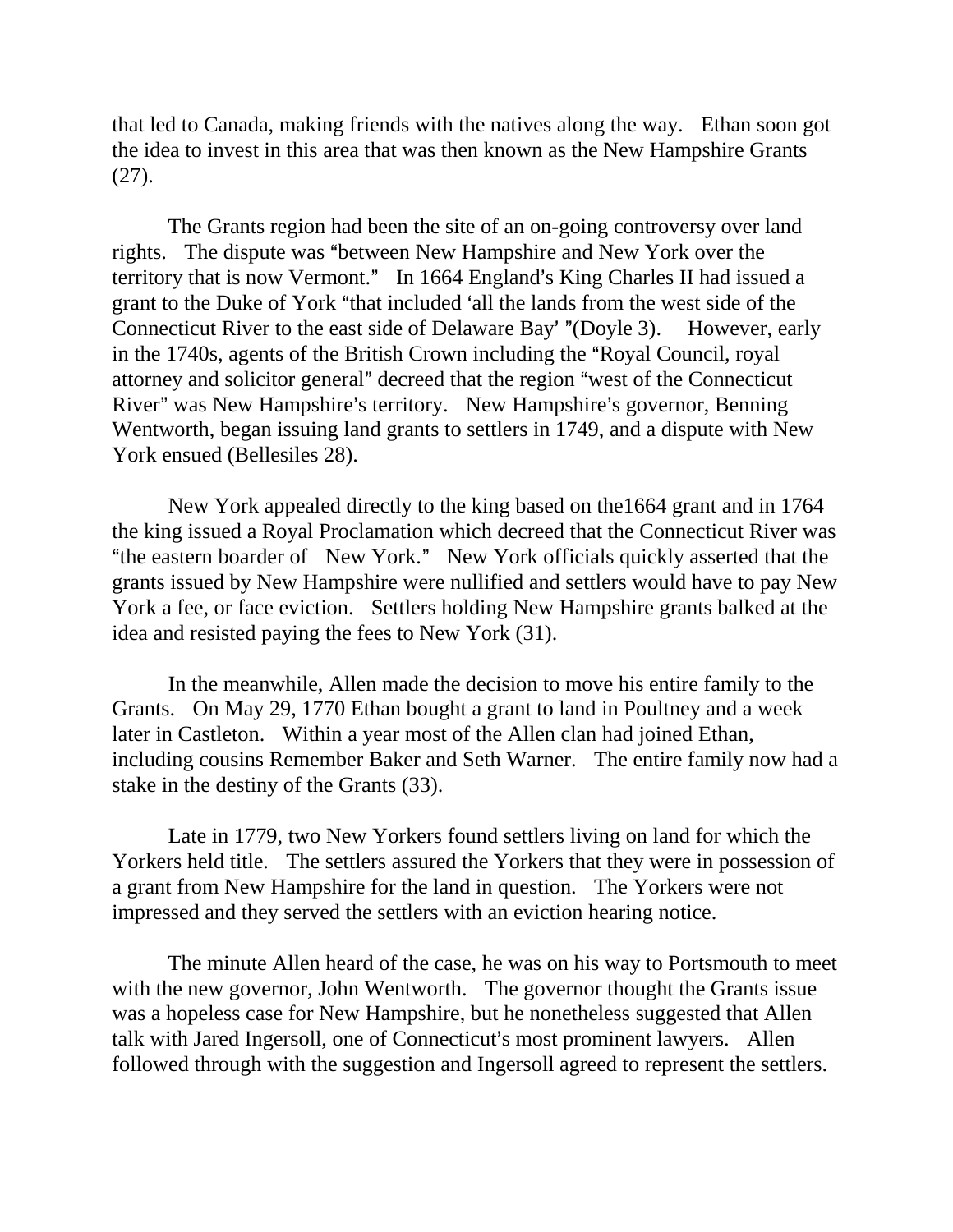that led to Canada, making friends with the natives along the way. Ethan soon got the idea to invest in this area that was then known as the New Hampshire Grants (27).

The Grants region had been the site of an on-going controversy over land rights. The dispute was "between New Hampshire and New York over the territory that is now Vermont." In 1664 England's King Charles II had issued a grant to the Duke of York "that included 'all the lands from the west side of the Connecticut River to the east side of Delaware Bay' "(Doyle 3). However, early in the 1740s, agents of the British Crown including the "Royal Council, royal attorney and solicitor general" decreed that the region "west of the Connecticut River" was New Hampshire's territory. New Hampshire's governor, Benning Wentworth, began issuing land grants to settlers in 1749, and a dispute with New York ensued (Bellesiles 28).

New York appealed directly to the king based on the1664 grant and in 1764 the king issued a Royal Proclamation which decreed that the Connecticut River was "the eastern boarder of New York." New York officials quickly asserted that the grants issued by New Hampshire were nullified and settlers would have to pay New York a fee, or face eviction. Settlers holding New Hampshire grants balked at the idea and resisted paying the fees to New York (31).

In the meanwhile, Allen made the decision to move his entire family to the Grants. On May 29, 1770 Ethan bought a grant to land in Poultney and a week later in Castleton. Within a year most of the Allen clan had joined Ethan, including cousins Remember Baker and Seth Warner. The entire family now had a stake in the destiny of the Grants (33).

Late in 1779, two New Yorkers found settlers living on land for which the Yorkers held title. The settlers assured the Yorkers that they were in possession of a grant from New Hampshire for the land in question. The Yorkers were not impressed and they served the settlers with an eviction hearing notice.

The minute Allen heard of the case, he was on his way to Portsmouth to meet with the new governor, John Wentworth. The governor thought the Grants issue was a hopeless case for New Hampshire, but he nonetheless suggested that Allen talk with Jared Ingersoll, one of Connecticut's most prominent lawyers. Allen followed through with the suggestion and Ingersoll agreed to represent the settlers.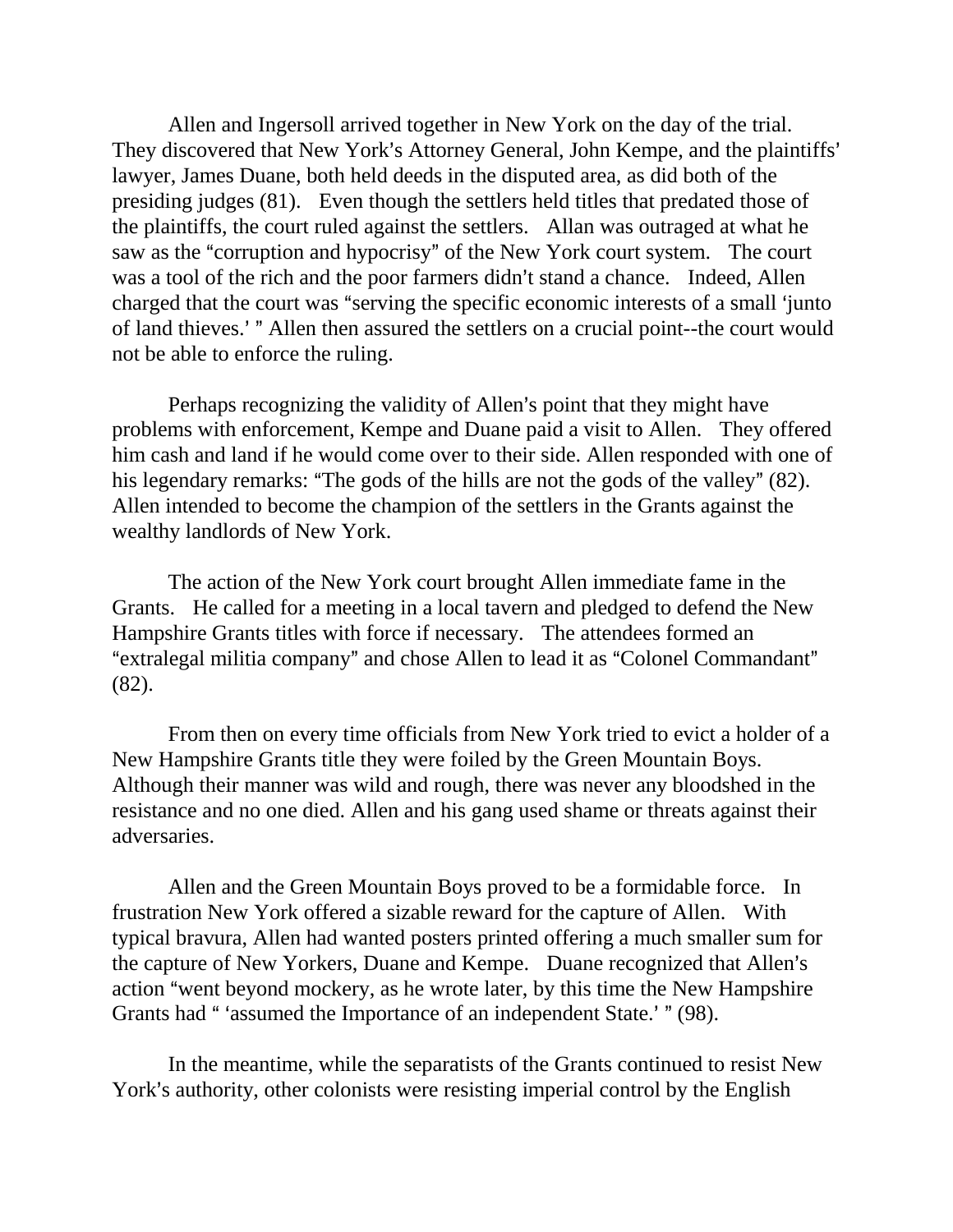Allen and Ingersoll arrived together in New York on the day of the trial. They discovered that New York's Attorney General, John Kempe, and the plaintiffs' lawyer, James Duane, both held deeds in the disputed area, as did both of the presiding judges (81). Even though the settlers held titles that predated those of the plaintiffs, the court ruled against the settlers. Allan was outraged at what he saw as the "corruption and hypocrisy" of the New York court system. The court was a tool of the rich and the poor farmers didn't stand a chance. Indeed, Allen charged that the court was "serving the specific economic interests of a small 'junto of land thieves.' " Allen then assured the settlers on a crucial point--the court would not be able to enforce the ruling.

Perhaps recognizing the validity of Allen's point that they might have problems with enforcement, Kempe and Duane paid a visit to Allen. They offered him cash and land if he would come over to their side. Allen responded with one of his legendary remarks: "The gods of the hills are not the gods of the valley" (82). Allen intended to become the champion of the settlers in the Grants against the wealthy landlords of New York.

The action of the New York court brought Allen immediate fame in the Grants. He called for a meeting in a local tavern and pledged to defend the New Hampshire Grants titles with force if necessary. The attendees formed an "extralegal militia company" and chose Allen to lead it as "Colonel Commandant" (82).

From then on every time officials from New York tried to evict a holder of a New Hampshire Grants title they were foiled by the Green Mountain Boys. Although their manner was wild and rough, there was never any bloodshed in the resistance and no one died. Allen and his gang used shame or threats against their adversaries.

Allen and the Green Mountain Boys proved to be a formidable force. In frustration New York offered a sizable reward for the capture of Allen. With typical bravura, Allen had wanted posters printed offering a much smaller sum for the capture of New Yorkers, Duane and Kempe. Duane recognized that Allen's action "went beyond mockery, as he wrote later, by this time the New Hampshire Grants had " 'assumed the Importance of an independent State.' " (98).

In the meantime, while the separatists of the Grants continued to resist New York's authority, other colonists were resisting imperial control by the English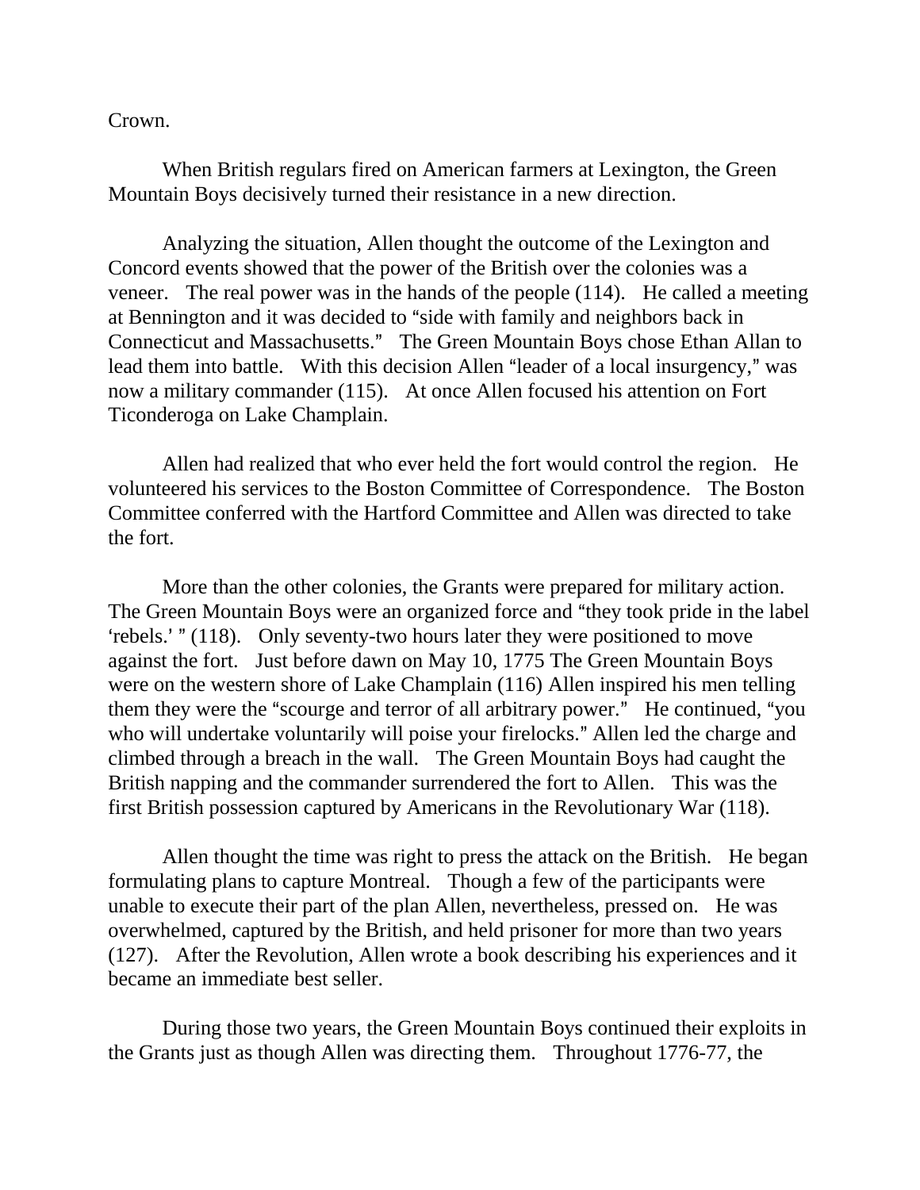Crown.

When British regulars fired on American farmers at Lexington, the Green Mountain Boys decisively turned their resistance in a new direction.

Analyzing the situation, Allen thought the outcome of the Lexington and Concord events showed that the power of the British over the colonies was a veneer. The real power was in the hands of the people (114). He called a meeting at Bennington and it was decided to "side with family and neighbors back in Connecticut and Massachusetts." The Green Mountain Boys chose Ethan Allan to lead them into battle. With this decision Allen "leader of a local insurgency," was now a military commander (115). At once Allen focused his attention on Fort Ticonderoga on Lake Champlain.

Allen had realized that who ever held the fort would control the region. He volunteered his services to the Boston Committee of Correspondence. The Boston Committee conferred with the Hartford Committee and Allen was directed to take the fort.

More than the other colonies, the Grants were prepared for military action. The Green Mountain Boys were an organized force and "they took pride in the label 'rebels.' " (118). Only seventy-two hours later they were positioned to move against the fort. Just before dawn on May 10, 1775 The Green Mountain Boys were on the western shore of Lake Champlain (116) Allen inspired his men telling them they were the "scourge and terror of all arbitrary power." He continued, "you who will undertake voluntarily will poise your firelocks." Allen led the charge and climbed through a breach in the wall. The Green Mountain Boys had caught the British napping and the commander surrendered the fort to Allen. This was the first British possession captured by Americans in the Revolutionary War (118).

Allen thought the time was right to press the attack on the British. He began formulating plans to capture Montreal. Though a few of the participants were unable to execute their part of the plan Allen, nevertheless, pressed on. He was overwhelmed, captured by the British, and held prisoner for more than two years (127). After the Revolution, Allen wrote a book describing his experiences and it became an immediate best seller.

During those two years, the Green Mountain Boys continued their exploits in the Grants just as though Allen was directing them. Throughout 1776-77, the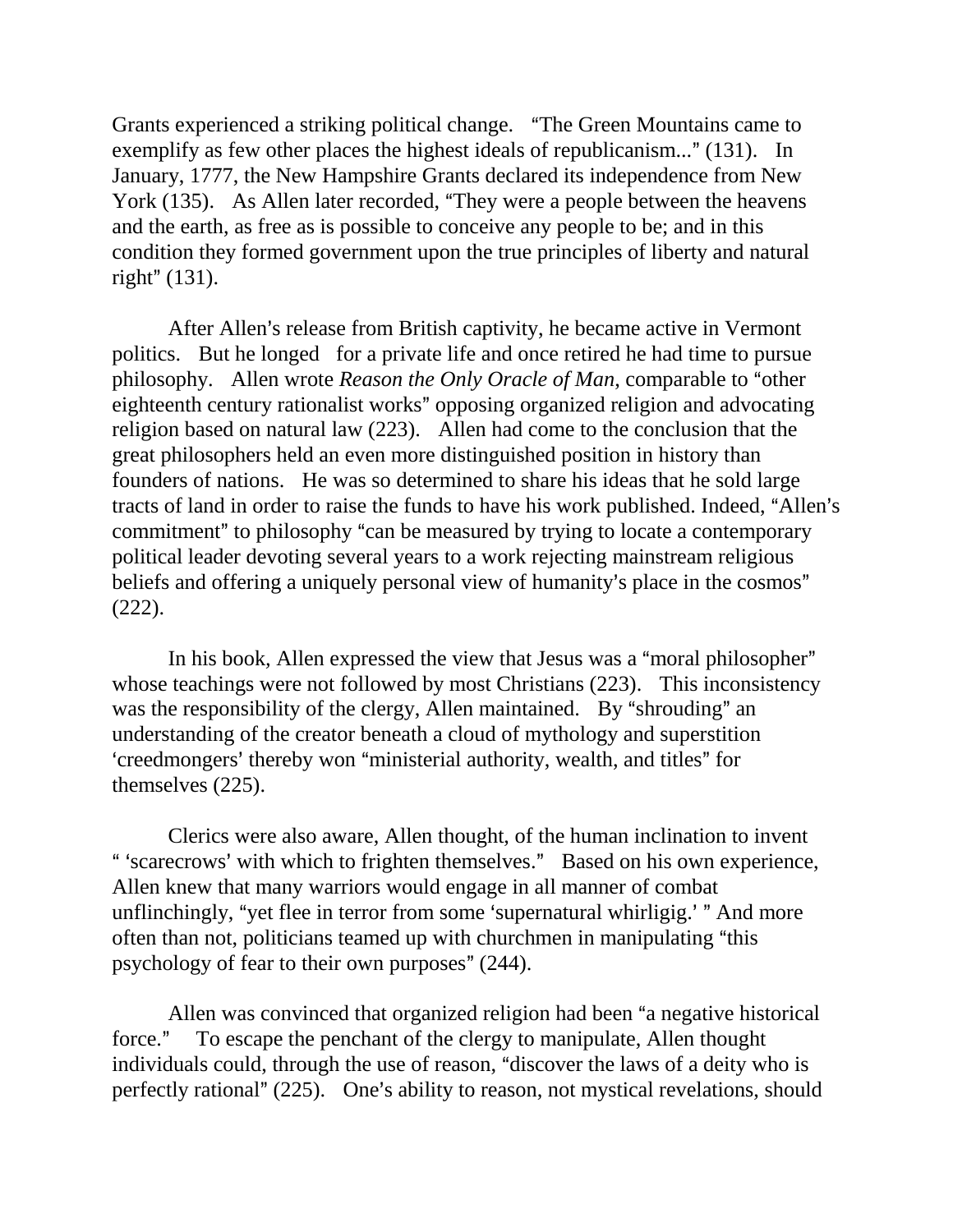Grants experienced a striking political change. "The Green Mountains came to exemplify as few other places the highest ideals of republicanism..." (131). In January, 1777, the New Hampshire Grants declared its independence from New York (135). As Allen later recorded, "They were a people between the heavens and the earth, as free as is possible to conceive any people to be; and in this condition they formed government upon the true principles of liberty and natural right" (131).

After Allen's release from British captivity, he became active in Vermont politics. But he longed for a private life and once retired he had time to pursue philosophy. Allen wrote *Reason the Only Oracle of Man*, comparable to "other eighteenth century rationalist works" opposing organized religion and advocating religion based on natural law (223). Allen had come to the conclusion that the great philosophers held an even more distinguished position in history than founders of nations. He was so determined to share his ideas that he sold large tracts of land in order to raise the funds to have his work published. Indeed, "Allen's commitment" to philosophy "can be measured by trying to locate a contemporary political leader devoting several years to a work rejecting mainstream religious beliefs and offering a uniquely personal view of humanity's place in the cosmos" (222).

In his book, Allen expressed the view that Jesus was a "moral philosopher" whose teachings were not followed by most Christians (223). This inconsistency was the responsibility of the clergy, Allen maintained. By "shrouding" an understanding of the creator beneath a cloud of mythology and superstition 'creedmongers' thereby won "ministerial authority, wealth, and titles" for themselves (225).

Clerics were also aware, Allen thought, of the human inclination to invent " 'scarecrows' with which to frighten themselves." Based on his own experience, Allen knew that many warriors would engage in all manner of combat unflinchingly, "yet flee in terror from some 'supernatural whirligig.' " And more often than not, politicians teamed up with churchmen in manipulating "this psychology of fear to their own purposes" (244).

Allen was convinced that organized religion had been "a negative historical force." To escape the penchant of the clergy to manipulate, Allen thought individuals could, through the use of reason, "discover the laws of a deity who is perfectly rational" (225). One's ability to reason, not mystical revelations, should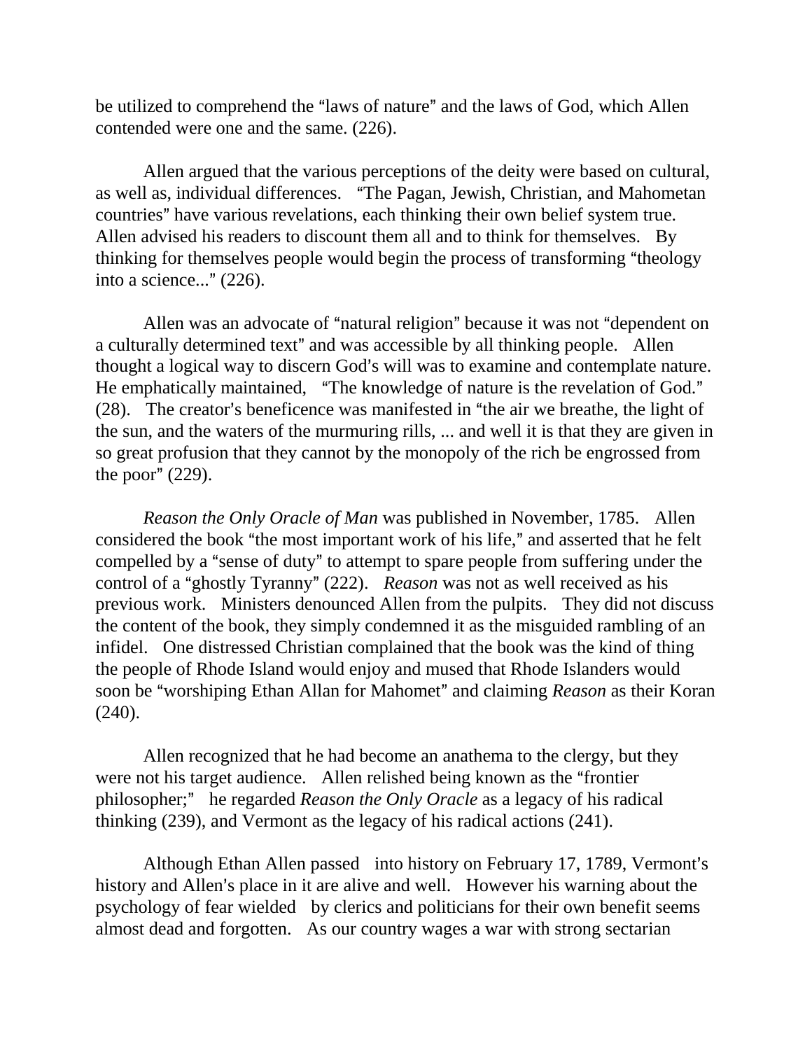be utilized to comprehend the "laws of nature" and the laws of God, which Allen contended were one and the same. (226).

Allen argued that the various perceptions of the deity were based on cultural, as well as, individual differences. "The Pagan, Jewish, Christian, and Mahometan countries" have various revelations, each thinking their own belief system true. Allen advised his readers to discount them all and to think for themselves. By thinking for themselves people would begin the process of transforming "theology into a science..." (226).

Allen was an advocate of "natural religion" because it was not "dependent on a culturally determined text" and was accessible by all thinking people. Allen thought a logical way to discern God's will was to examine and contemplate nature. He emphatically maintained, "The knowledge of nature is the revelation of God." (28). The creator's beneficence was manifested in "the air we breathe, the light of the sun, and the waters of the murmuring rills, ... and well it is that they are given in so great profusion that they cannot by the monopoly of the rich be engrossed from the poor" (229).

*Reason the Only Oracle of Man* was published in November, 1785. Allen considered the book "the most important work of his life," and asserted that he felt compelled by a "sense of duty" to attempt to spare people from suffering under the control of a "ghostly Tyranny" (222). *Reason* was not as well received as his previous work. Ministers denounced Allen from the pulpits. They did not discuss the content of the book, they simply condemned it as the misguided rambling of an infidel. One distressed Christian complained that the book was the kind of thing the people of Rhode Island would enjoy and mused that Rhode Islanders would soon be "worshiping Ethan Allan for Mahomet" and claiming *Reason* as their Koran (240).

Allen recognized that he had become an anathema to the clergy, but they were not his target audience. Allen relished being known as the "frontier philosopher;" he regarded *Reason the Only Oracle* as a legacy of his radical thinking (239), and Vermont as the legacy of his radical actions (241).

Although Ethan Allen passed into history on February 17, 1789, Vermont's history and Allen's place in it are alive and well. However his warning about the psychology of fear wielded by clerics and politicians for their own benefit seems almost dead and forgotten. As our country wages a war with strong sectarian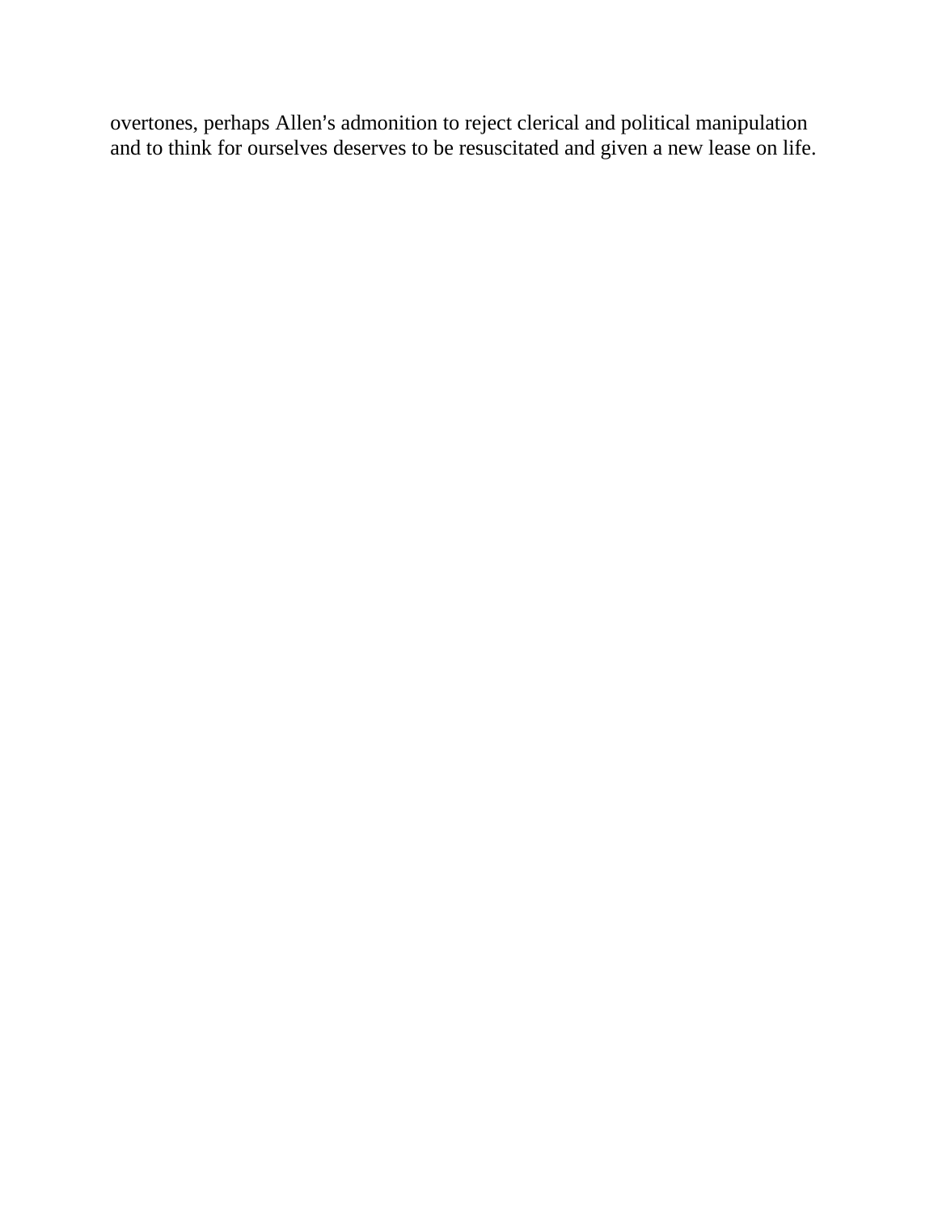overtones, perhaps Allen's admonition to reject clerical and political manipulation and to think for ourselves deserves to be resuscitated and given a new lease on life.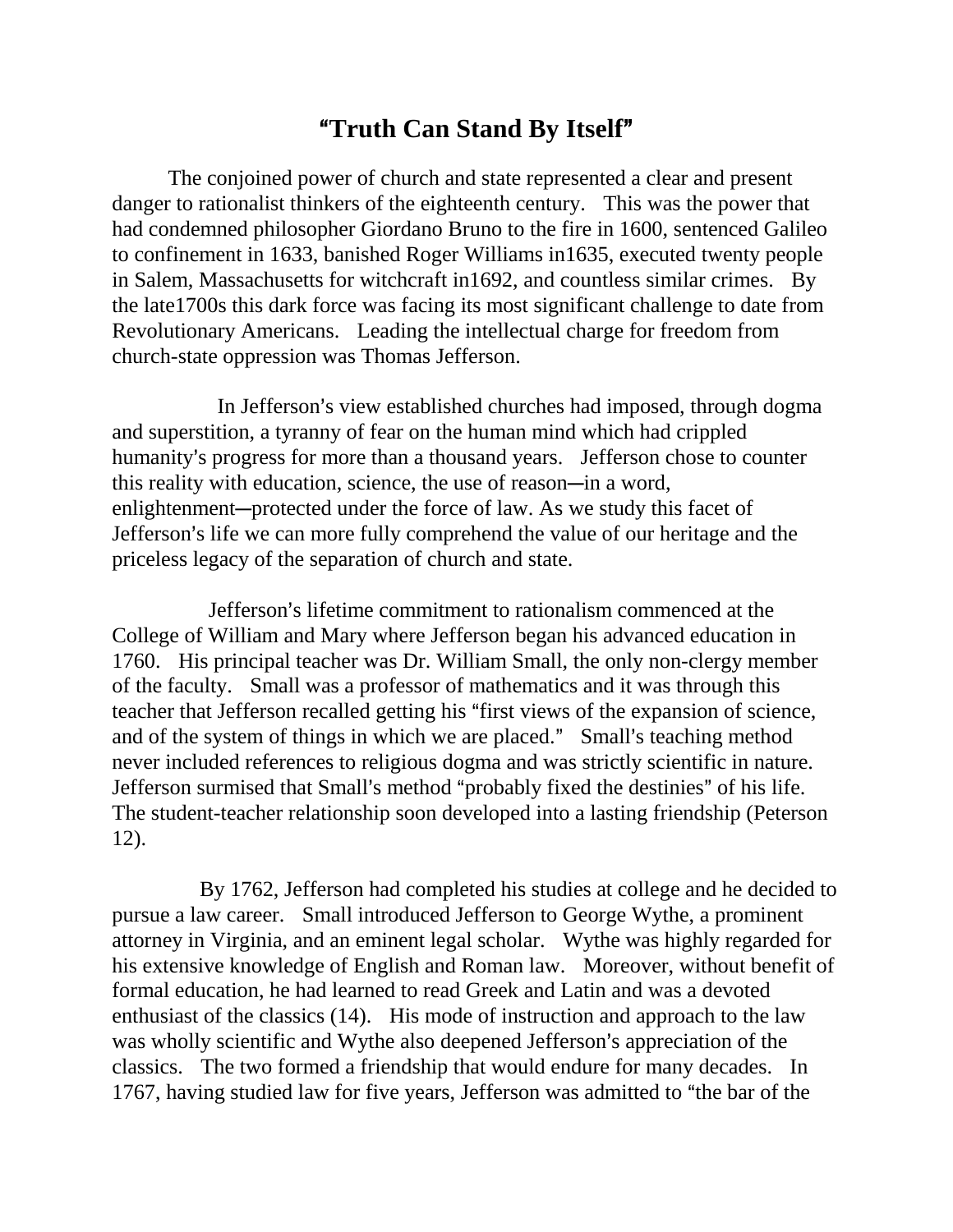# "Truth Can Stand By Itself"

The conjoined power of church and state represented a clear and present danger to rationalist thinkers of the eighteenth century. This was the power that had condemned philosopher Giordano Bruno to the fire in 1600, sentenced Galileo to confinement in 1633, banished Roger Williams in1635, executed twenty people in Salem, Massachusetts for witchcraft in1692, and countless similar crimes. By the late1700s this dark force was facing its most significant challenge to date from Revolutionary Americans. Leading the intellectual charge for freedom from church-state oppression was Thomas Jefferson.

In Jefferson's view established churches had imposed, through dogma and superstition, a tyranny of fear on the human mind which had crippled humanity's progress for more than a thousand years. Jefferson chose to counter this reality with education, science, the use of reason—in a word, enlightenment—protected under the force of law. As we study this facet of Jefferson's life we can more fully comprehend the value of our heritage and the priceless legacy of the separation of church and state.

Jefferson's lifetime commitment to rationalism commenced at the College of William and Mary where Jefferson began his advanced education in 1760. His principal teacher was Dr. William Small, the only non-clergy member of the faculty. Small was a professor of mathematics and it was through this teacher that Jefferson recalled getting his "first views of the expansion of science, and of the system of things in which we are placed." Small's teaching method never included references to religious dogma and was strictly scientific in nature. Jefferson surmised that Small's method "probably fixed the destinies" of his life. The student-teacher relationship soon developed into a lasting friendship (Peterson 12).

By 1762, Jefferson had completed his studies at college and he decided to pursue a law career. Small introduced Jefferson to George Wythe, a prominent attorney in Virginia, and an eminent legal scholar. Wythe was highly regarded for his extensive knowledge of English and Roman law. Moreover, without benefit of formal education, he had learned to read Greek and Latin and was a devoted enthusiast of the classics (14). His mode of instruction and approach to the law was wholly scientific and Wythe also deepened Jefferson's appreciation of the classics. The two formed a friendship that would endure for many decades. In 1767, having studied law for five years, Jefferson was admitted to "the bar of the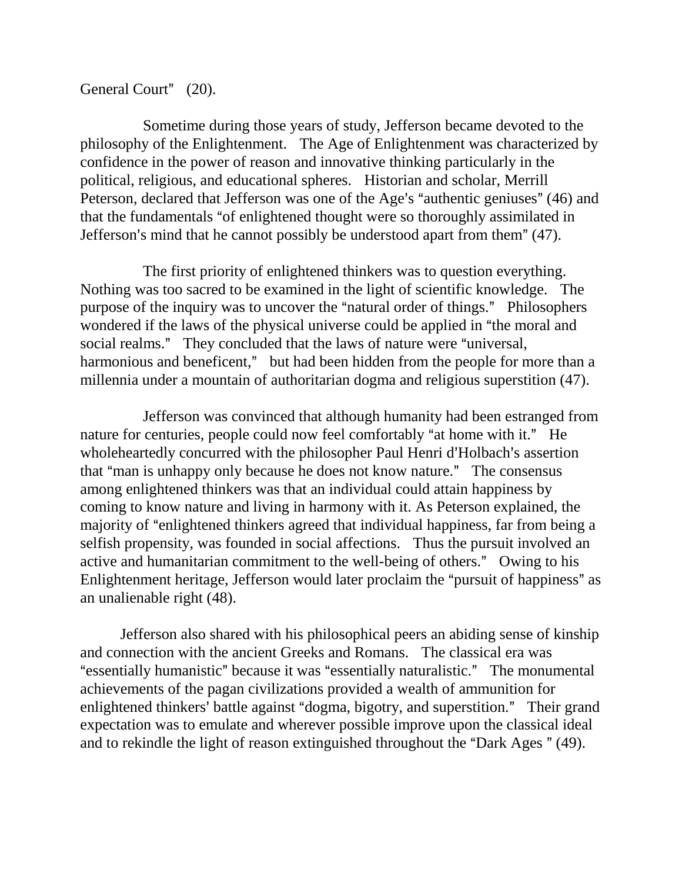General Court" (20).

Sometime during those years of study, Jefferson became devoted to the philosophy of the Enlightenment. The Age of Enlightenment was characterized by confidence in the power of reason and innovative thinking particularly in the political, religious, and educational spheres. Historian and scholar, Merrill Peterson, declared that Jefferson was one of the Age's "authentic geniuses" (46) and that the fundamentals "of enlightened thought were so thoroughly assimilated in Jefferson's mind that he cannot possibly be understood apart from them" (47).

The first priority of enlightened thinkers was to question everything. Nothing was too sacred to be examined in the light of scientific knowledge. The purpose of the inquiry was to uncover the "natural order of things." Philosophers wondered if the laws of the physical universe could be applied in "the moral and social realms." They concluded that the laws of nature were "universal, harmonious and beneficent," but had been hidden from the people for more than a millennia under a mountain of authoritarian dogma and religious superstition (47).

Jefferson was convinced that although humanity had been estranged from nature for centuries, people could now feel comfortably "at home with it." He wholeheartedly concurred with the philosopher Paul Henri d'Holbach's assertion that "man is unhappy only because he does not know nature." The consensus among enlightened thinkers was that an individual could attain happiness by coming to know nature and living in harmony with it. As Peterson explained, the majority of "enlightened thinkers agreed that individual happiness, far from being a selfish propensity, was founded in social affections. Thus the pursuit involved an active and humanitarian commitment to the well-being of others." Owing to his Enlightenment heritage, Jefferson would later proclaim the "pursuit of happiness" as an unalienable right (48).

Jefferson also shared with his philosophical peers an abiding sense of kinship and connection with the ancient Greeks and Romans. The classical era was "essentially humanistic" because it was "essentially naturalistic." The monumental achievements of the pagan civilizations provided a wealth of ammunition for enlightened thinkers' battle against "dogma, bigotry, and superstition." Their grand expectation was to emulate and wherever possible improve upon the classical ideal and to rekindle the light of reason extinguished throughout the "Dark Ages " (49).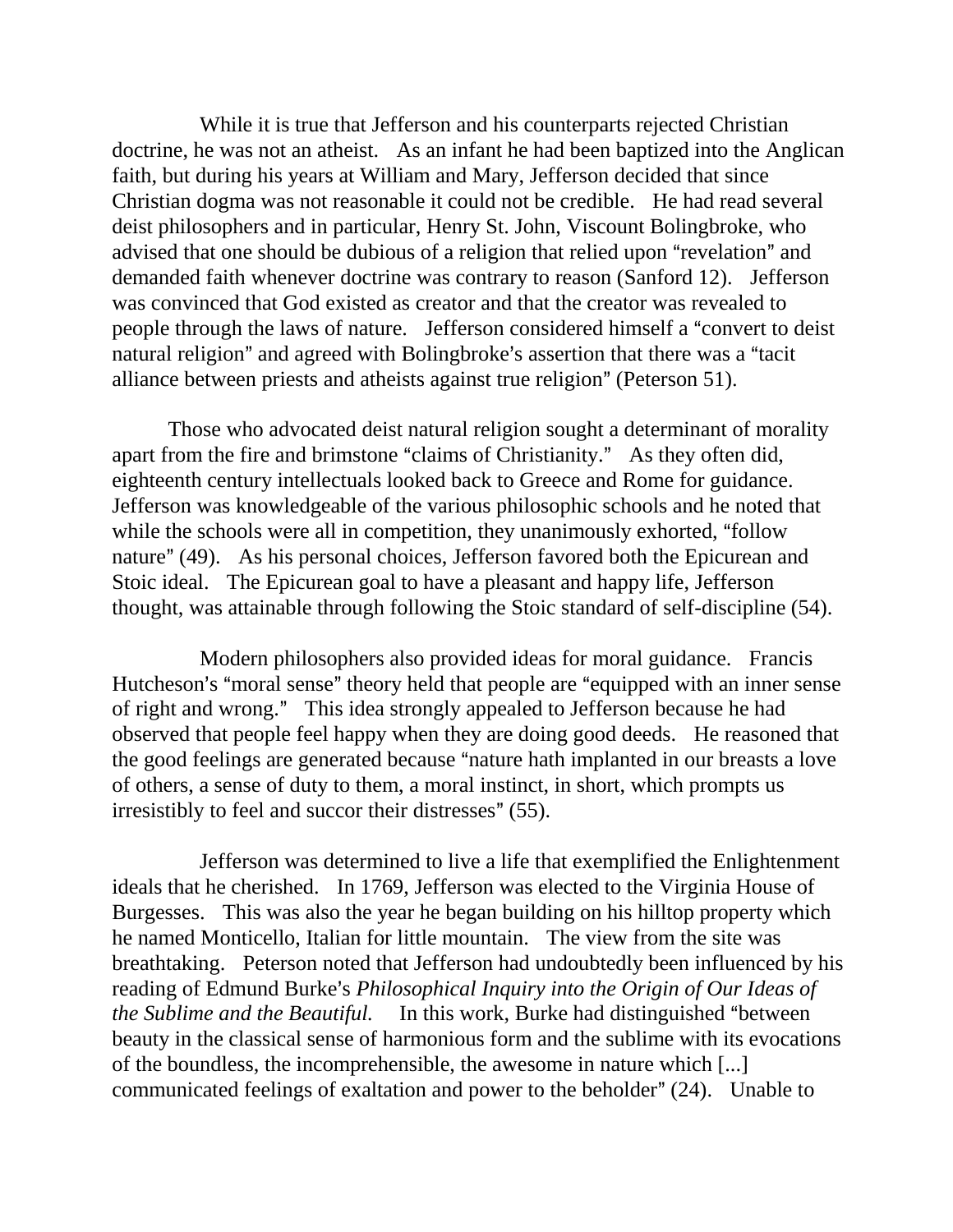While it is true that Jefferson and his counterparts rejected Christian doctrine, he was not an atheist. As an infant he had been baptized into the Anglican faith, but during his years at William and Mary, Jefferson decided that since Christian dogma was not reasonable it could not be credible. He had read several deist philosophers and in particular, Henry St. John, Viscount Bolingbroke, who advised that one should be dubious of a religion that relied upon "revelation" and demanded faith whenever doctrine was contrary to reason (Sanford 12). Jefferson was convinced that God existed as creator and that the creator was revealed to people through the laws of nature. Jefferson considered himself a "convert to deist natural religion" and agreed with Bolingbroke's assertion that there was a "tacit alliance between priests and atheists against true religion" (Peterson 51).

Those who advocated deist natural religion sought a determinant of morality apart from the fire and brimstone "claims of Christianity." As they often did, eighteenth century intellectuals looked back to Greece and Rome for guidance. Jefferson was knowledgeable of the various philosophic schools and he noted that while the schools were all in competition, they unanimously exhorted, "follow nature" (49). As his personal choices, Jefferson favored both the Epicurean and Stoic ideal. The Epicurean goal to have a pleasant and happy life, Jefferson thought, was attainable through following the Stoic standard of self-discipline (54).

Modern philosophers also provided ideas for moral guidance. Francis Hutcheson's "moral sense" theory held that people are "equipped with an inner sense of right and wrong." This idea strongly appealed to Jefferson because he had observed that people feel happy when they are doing good deeds. He reasoned that the good feelings are generated because "nature hath implanted in our breasts a love of others, a sense of duty to them, a moral instinct, in short, which prompts us irresistibly to feel and succor their distresses" (55).

Jefferson was determined to live a life that exemplified the Enlightenment ideals that he cherished. In 1769, Jefferson was elected to the Virginia House of Burgesses. This was also the year he began building on his hilltop property which he named Monticello, Italian for little mountain. The view from the site was breathtaking. Peterson noted that Jefferson had undoubtedly been influenced by his reading of Edmund Burke's *Philosophical Inquiry into the Origin of Our Ideas of the Sublime and the Beautiful.* In this work, Burke had distinguished "between beauty in the classical sense of harmonious form and the sublime with its evocations of the boundless, the incomprehensible, the awesome in nature which [...] communicated feelings of exaltation and power to the beholder" (24). Unable to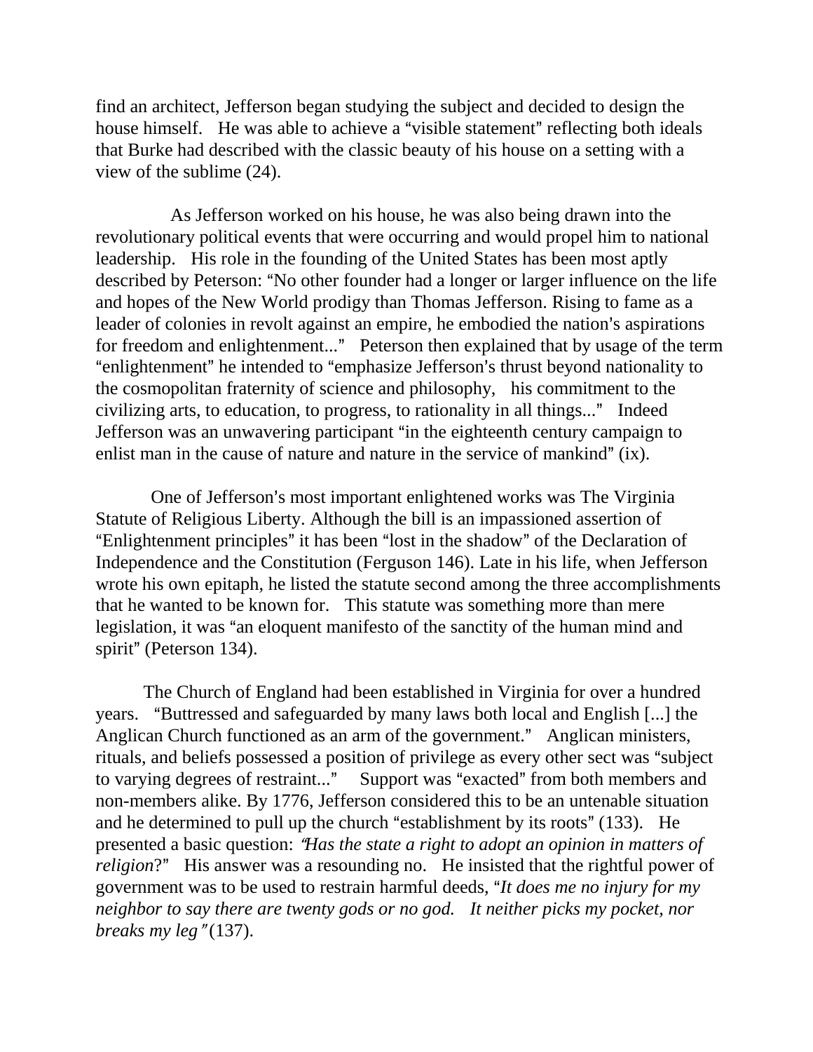find an architect, Jefferson began studying the subject and decided to design the house himself. He was able to achieve a “visible statement” reflecting both ideals that Burke had described with the classic beauty of his house on a setting with a view of the sublime (24).

As Jefferson worked on his house, he was also being drawn into the revolutionary political events that were occurring and would propel him to national leadership. His role in the founding of the United States has been most aptly described by Peterson: “No other founder had a longer or larger influence on the life and hopes of the New World prodigy than Thomas Jefferson. Rising to fame as a leader of colonies in revolt against an empire, he embodied the nation's aspirations for freedom and enlightenment...” Peterson then explained that by usage of the term “enlightenment” he intended to “emphasize Jefferson's thrust beyond nationality to the cosmopolitan fraternity of science and philosophy, his commitment to the civilizing arts, to education, to progress, to rationality in all things...” Indeed Jefferson was an unwavering participant “in the eighteenth century campaign to enlist man in the cause of nature and nature in the service of mankind” (ix).

One of Jefferson's most important enlightened works was The Virginia Statute of Religious Liberty. Although the bill is an impassioned assertion of “Enlightenment principles” it has been “lost in the shadow” of the Declaration of Independence and the Constitution (Ferguson 146). Late in his life, when Jefferson wrote his own epitaph, he listed the statute second among the three accomplishments that he wanted to be known for. This statute was something more than mere legislation, it was “an eloquent manifesto of the sanctity of the human mind and spirit” (Peterson 134).

The Church of England had been established in Virginia for over a hundred years. “Buttressed and safeguarded by many laws both local and English [...] the Anglican Church functioned as an arm of the government.” Anglican ministers, rituals, and beliefs possessed a position of privilege as every other sect was “subject to varying degrees of restraint...” Support was “exacted” from both members and non-members alike. By 1776, Jefferson considered this to be an untenable situation and he determined to pull up the church “establishment by its roots” (133). He presented a basic question: “*Has the state a right to adopt an opinion in matters of religion*?” His answer was a resounding no. He insisted that the rightful power of government was to be used to restrain harmful deeds, “*It does me no injury for my neighbor to say there are twenty gods or no god. It neither picks my pocket, nor breaks my leg*” (137).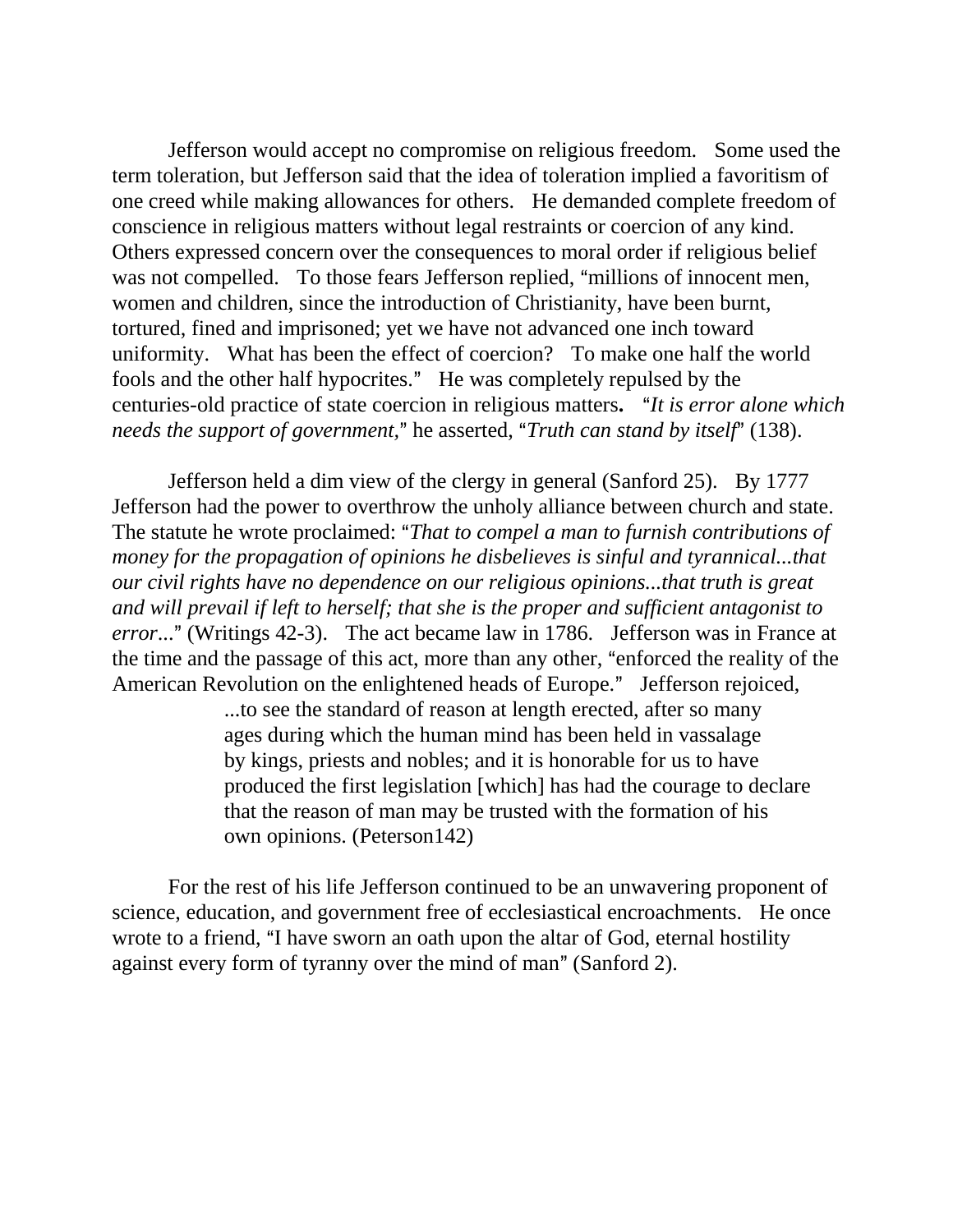Jefferson would accept no compromise on religious freedom. Some used the term toleration, but Jefferson said that the idea of toleration implied a favoritism of one creed while making allowances for others. He demanded complete freedom of conscience in religious matters without legal restraints or coercion of any kind. Others expressed concern over the consequences to moral order if religious belief was not compelled. To those fears Jefferson replied, "millions of innocent men, women and children, since the introduction of Christianity, have been burnt, tortured, fined and imprisoned; yet we have not advanced one inch toward uniformity. What has been the effect of coercion? To make one half the world fools and the other half hypocrites." He was completely repulsed by the centuries-old practice of state coercion in religious matters**.** "*It is error alone which needs the support of government,*" he asserted, "*Truth can stand by itself*" (138).

Jefferson held a dim view of the clergy in general (Sanford 25). By 1777 Jefferson had the power to overthrow the unholy alliance between church and state. The statute he wrote proclaimed: "*That to compel a man to furnish contributions of money for the propagation of opinions he disbelieves is sinful and tyrannical...that our civil rights have no dependence on our religious opinions...that truth is great and will prevail if left to herself; that she is the proper and sufficient antagonist to error*..." (Writings 42-3). The act became law in 1786. Jefferson was in France at the time and the passage of this act, more than any other, "enforced the reality of the American Revolution on the enlightened heads of Europe." Jefferson rejoiced,

> ...to see the standard of reason at length erected, after so many ages during which the human mind has been held in vassalage by kings, priests and nobles; and it is honorable for us to have produced the first legislation [which] has had the courage to declare that the reason of man may be trusted with the formation of his own opinions. (Peterson142)

For the rest of his life Jefferson continued to be an unwavering proponent of science, education, and government free of ecclesiastical encroachments. He once wrote to a friend, "I have sworn an oath upon the altar of God, eternal hostility against every form of tyranny over the mind of man" (Sanford 2).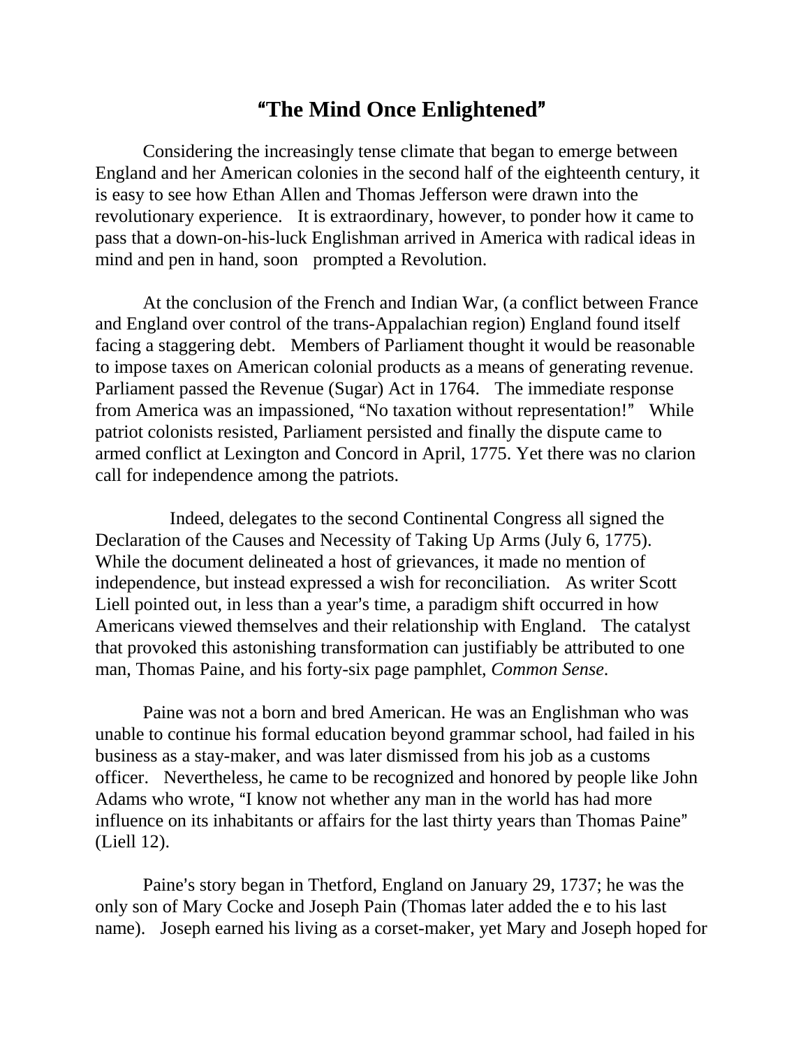# "The Mind Once Enlightened"

Considering the increasingly tense climate that began to emerge between England and her American colonies in the second half of the eighteenth century, it is easy to see how Ethan Allen and Thomas Jefferson were drawn into the revolutionary experience. It is extraordinary, however, to ponder how it came to pass that a down-on-his-luck Englishman arrived in America with radical ideas in mind and pen in hand, soon prompted a Revolution.

At the conclusion of the French and Indian War, (a conflict between France and England over control of the trans-Appalachian region) England found itself facing a staggering debt. Members of Parliament thought it would be reasonable to impose taxes on American colonial products as a means of generating revenue. Parliament passed the Revenue (Sugar) Act in 1764. The immediate response from America was an impassioned, "No taxation without representation!" While patriot colonists resisted, Parliament persisted and finally the dispute came to armed conflict at Lexington and Concord in April, 1775. Yet there was no clarion call for independence among the patriots.

Indeed, delegates to the second Continental Congress all signed the Declaration of the Causes and Necessity of Taking Up Arms (July 6, 1775). While the document delineated a host of grievances, it made no mention of independence, but instead expressed a wish for reconciliation. As writer Scott Liell pointed out, in less than a year's time, a paradigm shift occurred in how Americans viewed themselves and their relationship with England. The catalyst that provoked this astonishing transformation can justifiably be attributed to one man, Thomas Paine, and his forty-six page pamphlet, *Common Sense*.

Paine was not a born and bred American. He was an Englishman who was unable to continue his formal education beyond grammar school, had failed in his business as a stay-maker, and was later dismissed from his job as a customs officer. Nevertheless, he came to be recognized and honored by people like John Adams who wrote, "I know not whether any man in the world has had more influence on its inhabitants or affairs for the last thirty years than Thomas Paine" (Liell 12).

Paine's story began in Thetford, England on January 29, 1737; he was the only son of Mary Cocke and Joseph Pain (Thomas later added the e to his last name). Joseph earned his living as a corset-maker, yet Mary and Joseph hoped for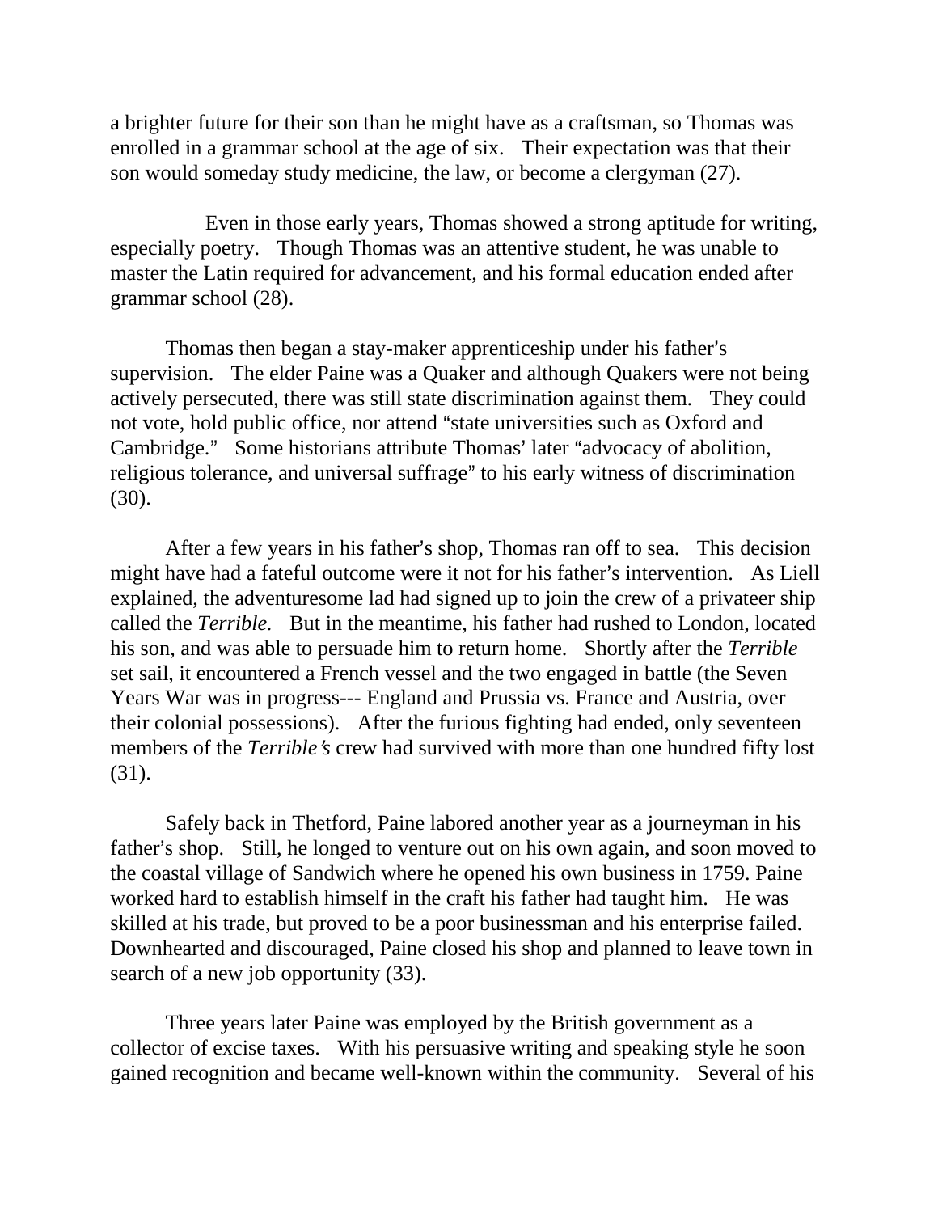a brighter future for their son than he might have as a craftsman, so Thomas was enrolled in a grammar school at the age of six. Their expectation was that their son would someday study medicine, the law, or become a clergyman (27).

Even in those early years, Thomas showed a strong aptitude for writing, especially poetry. Though Thomas was an attentive student, he was unable to master the Latin required for advancement, and his formal education ended after grammar school (28).

Thomas then began a stay-maker apprenticeship under his father's supervision. The elder Paine was a Quaker and although Quakers were not being actively persecuted, there was still state discrimination against them. They could not vote, hold public office, nor attend "state universities such as Oxford and Cambridge." Some historians attribute Thomas' later "advocacy of abolition, religious tolerance, and universal suffrage" to his early witness of discrimination (30).

After a few years in his father's shop, Thomas ran off to sea. This decision might have had a fateful outcome were it not for his father's intervention. As Liell explained, the adventuresome lad had signed up to join the crew of a privateer ship called the *Terrible.* But in the meantime, his father had rushed to London, located his son, and was able to persuade him to return home. Shortly after the *Terrible* set sail, it encountered a French vessel and the two engaged in battle (the Seven Years War was in progress--- England and Prussia vs. France and Austria, over their colonial possessions). After the furious fighting had ended, only seventeen members of the *Terrible's* crew had survived with more than one hundred fifty lost (31).

Safely back in Thetford, Paine labored another year as a journeyman in his father's shop. Still, he longed to venture out on his own again, and soon moved to the coastal village of Sandwich where he opened his own business in 1759. Paine worked hard to establish himself in the craft his father had taught him. He was skilled at his trade, but proved to be a poor businessman and his enterprise failed. Downhearted and discouraged, Paine closed his shop and planned to leave town in search of a new job opportunity (33).

Three years later Paine was employed by the British government as a collector of excise taxes. With his persuasive writing and speaking style he soon gained recognition and became well-known within the community. Several of his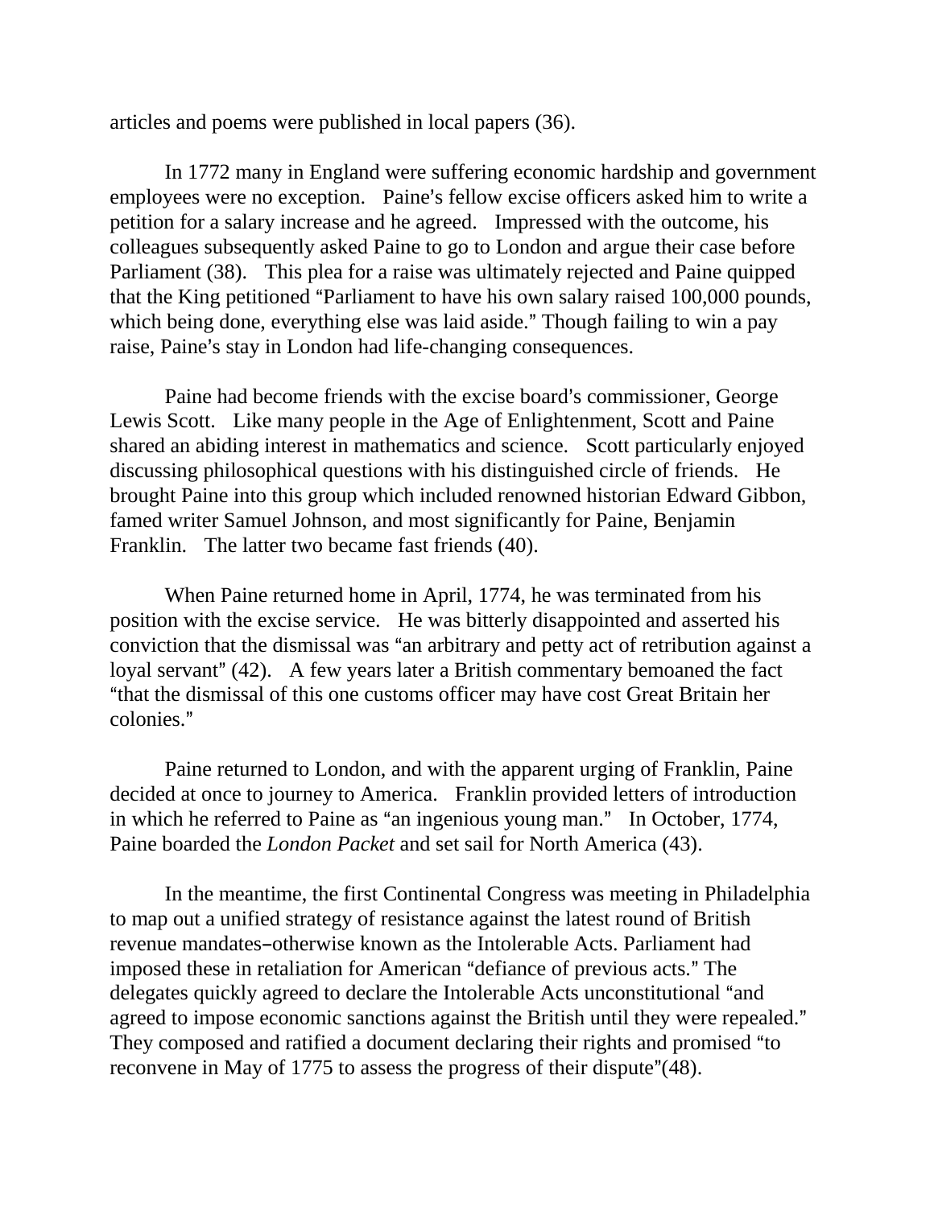articles and poems were published in local papers (36).

In 1772 many in England were suffering economic hardship and government employees were no exception. Paine's fellow excise officers asked him to write a petition for a salary increase and he agreed. Impressed with the outcome, his colleagues subsequently asked Paine to go to London and argue their case before Parliament (38). This plea for a raise was ultimately rejected and Paine quipped that the King petitioned "Parliament to have his own salary raised 100,000 pounds, which being done, everything else was laid aside." Though failing to win a pay raise, Paine's stay in London had life-changing consequences.

Paine had become friends with the excise board's commissioner, George Lewis Scott. Like many people in the Age of Enlightenment, Scott and Paine shared an abiding interest in mathematics and science. Scott particularly enjoyed discussing philosophical questions with his distinguished circle of friends. He brought Paine into this group which included renowned historian Edward Gibbon, famed writer Samuel Johnson, and most significantly for Paine, Benjamin Franklin. The latter two became fast friends (40).

When Paine returned home in April, 1774, he was terminated from his position with the excise service. He was bitterly disappointed and asserted his conviction that the dismissal was "an arbitrary and petty act of retribution against a loyal servant" (42). A few years later a British commentary bemoaned the fact "that the dismissal of this one customs officer may have cost Great Britain her colonies."

Paine returned to London, and with the apparent urging of Franklin, Paine decided at once to journey to America. Franklin provided letters of introduction in which he referred to Paine as "an ingenious young man." In October, 1774, Paine boarded the *London Packet* and set sail for North America (43).

In the meantime, the first Continental Congress was meeting in Philadelphia to map out a unified strategy of resistance against the latest round of British revenue mandates–otherwise known as the Intolerable Acts. Parliament had imposed these in retaliation for American "defiance of previous acts." The delegates quickly agreed to declare the Intolerable Acts unconstitutional "and agreed to impose economic sanctions against the British until they were repealed." They composed and ratified a document declaring their rights and promised "to reconvene in May of 1775 to assess the progress of their dispute"(48).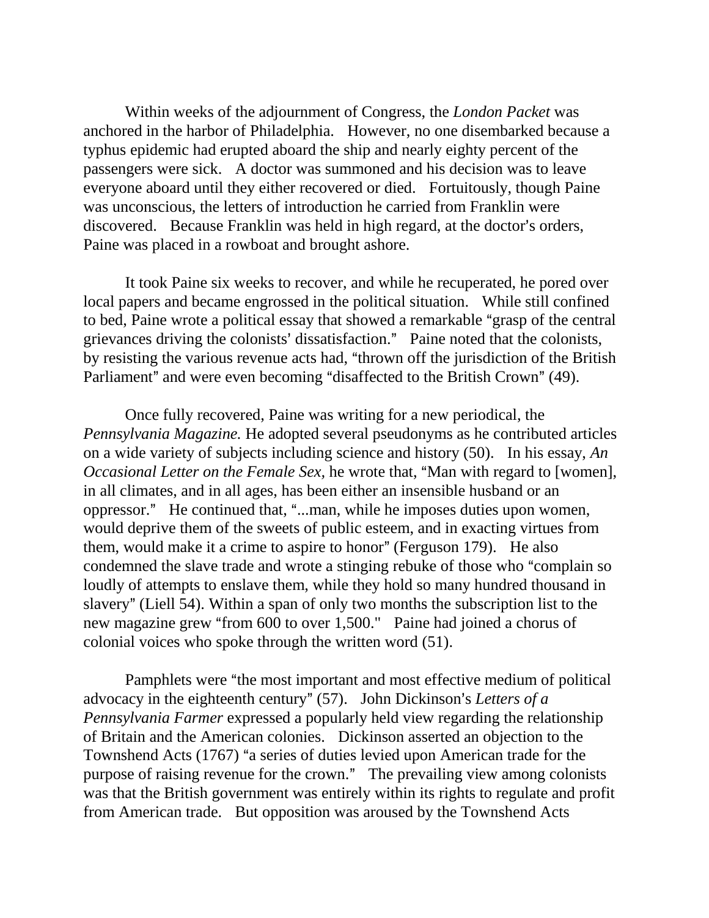Within weeks of the adjournment of Congress, the *London Packet* was anchored in the harbor of Philadelphia. However, no one disembarked because a typhus epidemic had erupted aboard the ship and nearly eighty percent of the passengers were sick. A doctor was summoned and his decision was to leave everyone aboard until they either recovered or died. Fortuitously, though Paine was unconscious, the letters of introduction he carried from Franklin were discovered. Because Franklin was held in high regard, at the doctor's orders, Paine was placed in a rowboat and brought ashore.

It took Paine six weeks to recover, and while he recuperated, he pored over local papers and became engrossed in the political situation. While still confined to bed, Paine wrote a political essay that showed a remarkable "grasp of the central grievances driving the colonists' dissatisfaction." Paine noted that the colonists, by resisting the various revenue acts had, "thrown off the jurisdiction of the British Parliament" and were even becoming "disaffected to the British Crown" (49).

Once fully recovered, Paine was writing for a new periodical, the *Pennsylvania Magazine.* He adopted several pseudonyms as he contributed articles on a wide variety of subjects including science and history (50). In his essay, *An Occasional Letter on the Female Sex,* he wrote that, "Man with regard to [women], in all climates, and in all ages, has been either an insensible husband or an oppressor." He continued that, "...man, while he imposes duties upon women, would deprive them of the sweets of public esteem, and in exacting virtues from them, would make it a crime to aspire to honor" (Ferguson 179). He also condemned the slave trade and wrote a stinging rebuke of those who "complain so loudly of attempts to enslave them, while they hold so many hundred thousand in slavery" (Liell 54). Within a span of only two months the subscription list to the new magazine grew "from 600 to over 1,500." Paine had joined a chorus of colonial voices who spoke through the written word (51).

Pamphlets were "the most important and most effective medium of political advocacy in the eighteenth century" (57). John Dickinson's *Letters of a Pennsylvania Farmer* expressed a popularly held view regarding the relationship of Britain and the American colonies. Dickinson asserted an objection to the Townshend Acts (1767) "a series of duties levied upon American trade for the purpose of raising revenue for the crown." The prevailing view among colonists was that the British government was entirely within its rights to regulate and profit from American trade. But opposition was aroused by the Townshend Acts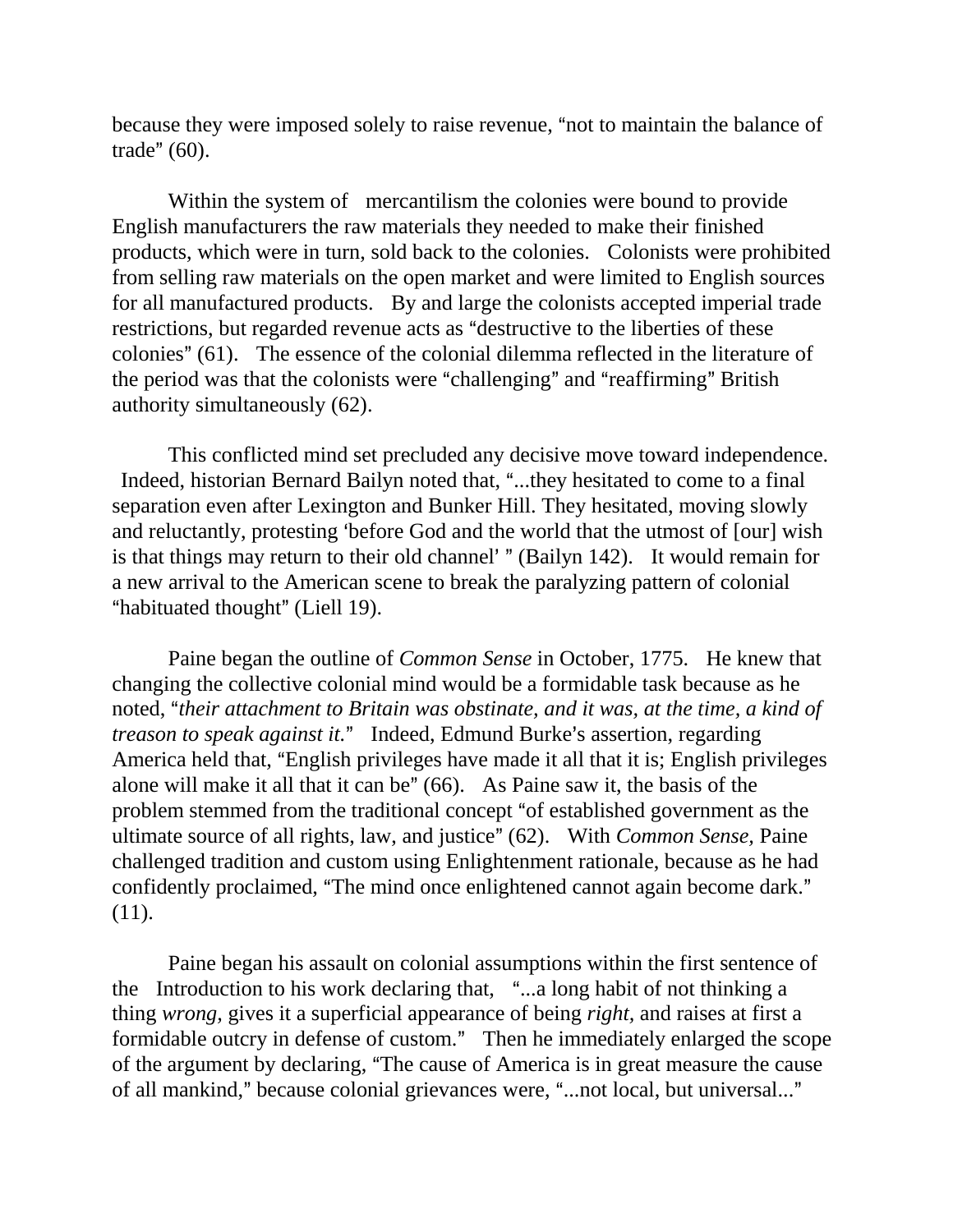because they were imposed solely to raise revenue, "not to maintain the balance of trade" (60).

Within the system of mercantilism the colonies were bound to provide English manufacturers the raw materials they needed to make their finished products, which were in turn, sold back to the colonies. Colonists were prohibited from selling raw materials on the open market and were limited to English sources for all manufactured products. By and large the colonists accepted imperial trade restrictions, but regarded revenue acts as "destructive to the liberties of these colonies" (61). The essence of the colonial dilemma reflected in the literature of the period was that the colonists were "challenging" and "reaffirming" British authority simultaneously (62).

This conflicted mind set precluded any decisive move toward independence. Indeed, historian Bernard Bailyn noted that, "...they hesitated to come to a final separation even after Lexington and Bunker Hill. They hesitated, moving slowly and reluctantly, protesting 'before God and the world that the utmost of [our] wish is that things may return to their old channel' " (Bailyn 142). It would remain for a new arrival to the American scene to break the paralyzing pattern of colonial "habituated thought" (Liell 19).

Paine began the outline of *Common Sense* in October, 1775. He knew that changing the collective colonial mind would be a formidable task because as he noted, "*their attachment to Britain was obstinate, and it was, at the time, a kind of treason to speak against it.*" Indeed, Edmund Burke's assertion, regarding America held that, "English privileges have made it all that it is; English privileges alone will make it all that it can be" (66). As Paine saw it, the basis of the problem stemmed from the traditional concept "of established government as the ultimate source of all rights, law, and justice" (62). With *Common Sense,* Paine challenged tradition and custom using Enlightenment rationale, because as he had confidently proclaimed, "The mind once enlightened cannot again become dark." (11).

Paine began his assault on colonial assumptions within the first sentence of the Introduction to his work declaring that, "...a long habit of not thinking a thing *wrong*, gives it a superficial appearance of being *right*, and raises at first a formidable outcry in defense of custom." Then he immediately enlarged the scope of the argument by declaring, "The cause of America is in great measure the cause of all mankind," because colonial grievances were, "...not local, but universal..."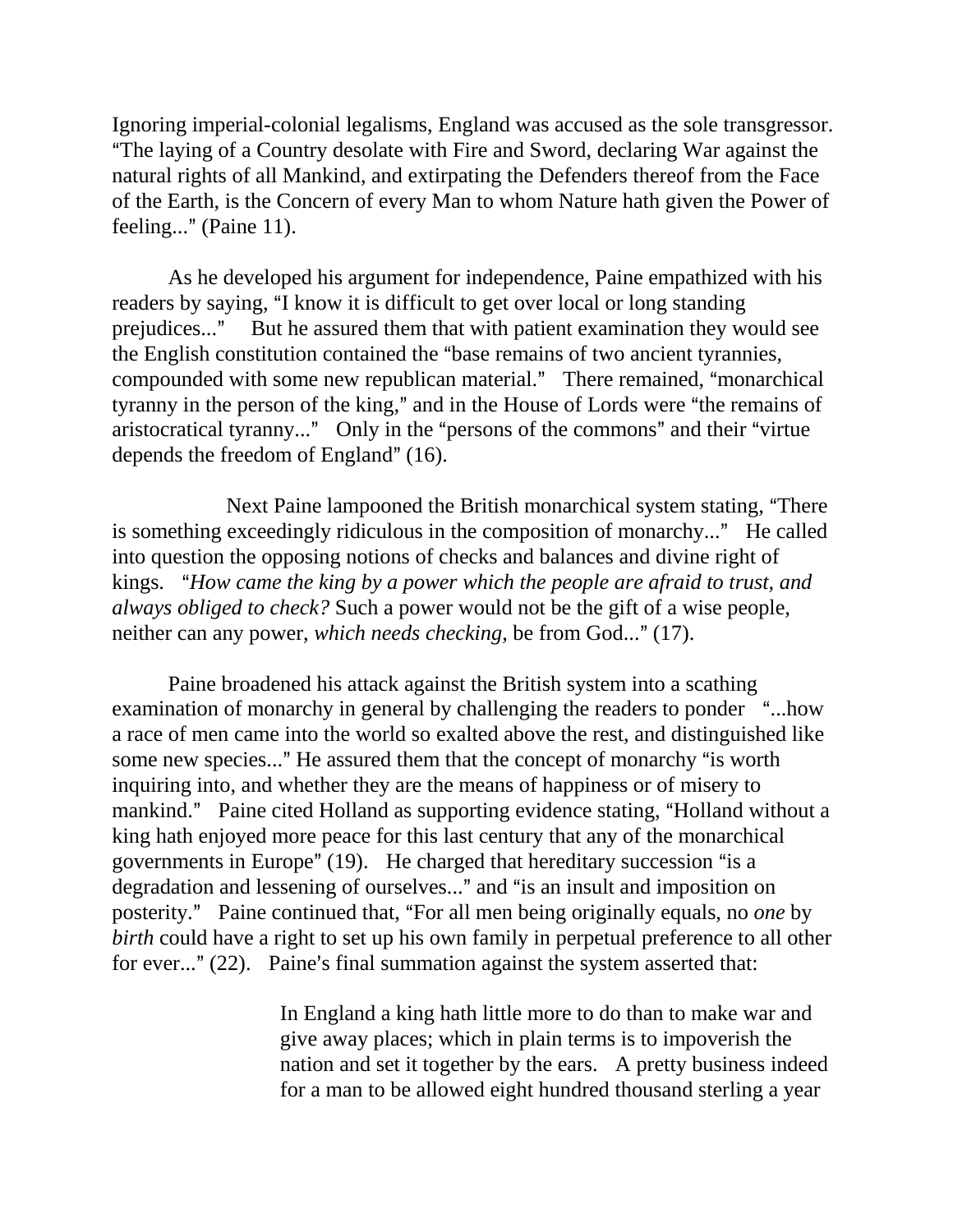Ignoring imperial-colonial legalisms, England was accused as the sole transgressor. "The laying of a Country desolate with Fire and Sword, declaring War against the natural rights of all Mankind, and extirpating the Defenders thereof from the Face of the Earth, is the Concern of every Man to whom Nature hath given the Power of feeling..." (Paine 11).

As he developed his argument for independence, Paine empathized with his readers by saying, "I know it is difficult to get over local or long standing prejudices..." But he assured them that with patient examination they would see the English constitution contained the "base remains of two ancient tyrannies, compounded with some new republican material." There remained, "monarchical tyranny in the person of the king," and in the House of Lords were "the remains of aristocratical tyranny..." Only in the "persons of the commons" and their "virtue depends the freedom of England" (16).

Next Paine lampooned the British monarchical system stating, "There is something exceedingly ridiculous in the composition of monarchy..." He called into question the opposing notions of checks and balances and divine right of kings. "*How came the king by a power which the people are afraid to trust, and always obliged to check?* Such a power would not be the gift of a wise people, neither can any power, *which needs checking,* be from God..." (17).

Paine broadened his attack against the British system into a scathing examination of monarchy in general by challenging the readers to ponder "...how a race of men came into the world so exalted above the rest, and distinguished like some new species..." He assured them that the concept of monarchy "is worth inquiring into, and whether they are the means of happiness or of misery to mankind." Paine cited Holland as supporting evidence stating, "Holland without a king hath enjoyed more peace for this last century that any of the monarchical governments in Europe" (19). He charged that hereditary succession "is a degradation and lessening of ourselves..." and "is an insult and imposition on posterity." Paine continued that, "For all men being originally equals, no *one* by *birth* could have a right to set up his own family in perpetual preference to all other for ever..." (22). Paine's final summation against the system asserted that:

> In England a king hath little more to do than to make war and give away places; which in plain terms is to impoverish the nation and set it together by the ears. A pretty business indeed for a man to be allowed eight hundred thousand sterling a year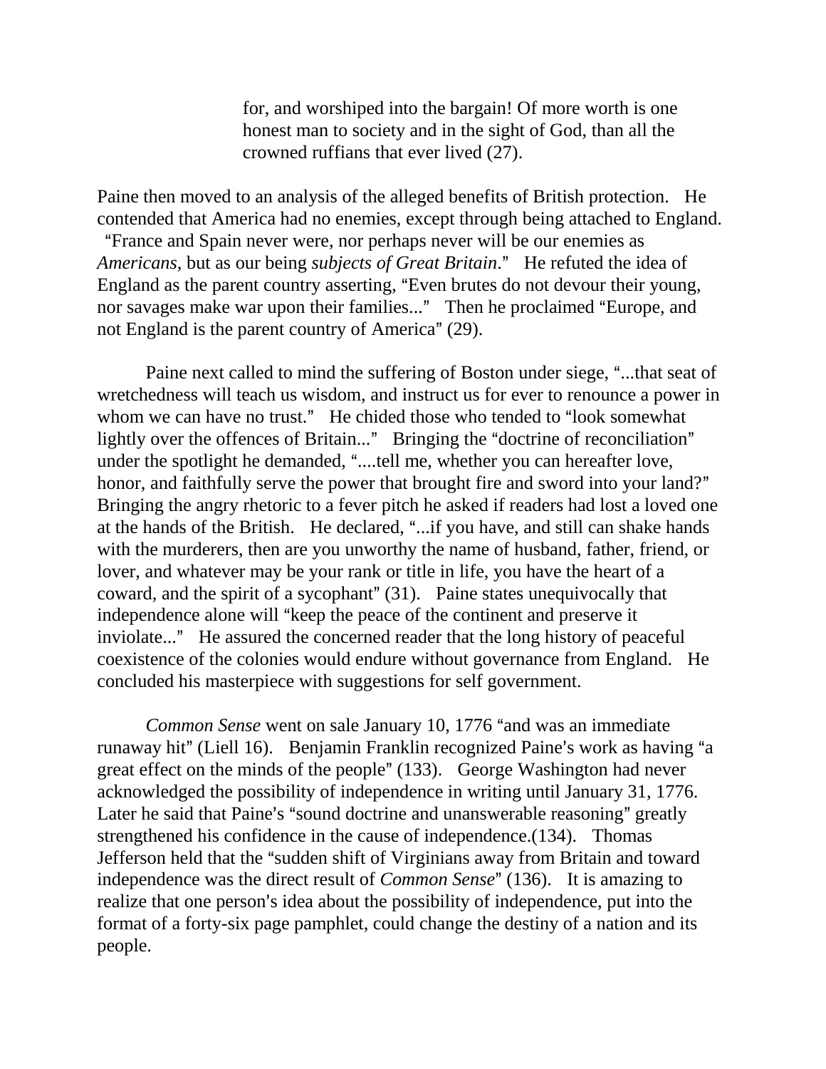> for, and worshiped into the bargain! Of more worth is one honest man to society and in the sight of God, than all the crowned ruffians that ever lived (27).

Paine then moved to an analysis of the alleged benefits of British protection. He contended that America had no enemies, except through being attached to England. "France and Spain never were, nor perhaps never will be our enemies as *Americans*, but as our being *subjects of Great Britain*." He refuted the idea of England as the parent country asserting, "Even brutes do not devour their young, nor savages make war upon their families..." Then he proclaimed "Europe, and not England is the parent country of America" (29).

Paine next called to mind the suffering of Boston under siege, "...that seat of wretchedness will teach us wisdom, and instruct us for ever to renounce a power in whom we can have no trust." He chided those who tended to "look somewhat lightly over the offences of Britain..." Bringing the "doctrine of reconciliation" under the spotlight he demanded, "....tell me, whether you can hereafter love, honor, and faithfully serve the power that brought fire and sword into your land?" Bringing the angry rhetoric to a fever pitch he asked if readers had lost a loved one at the hands of the British. He declared, "...if you have, and still can shake hands with the murderers, then are you unworthy the name of husband, father, friend, or lover, and whatever may be your rank or title in life, you have the heart of a coward, and the spirit of a sycophant" (31). Paine states unequivocally that independence alone will "keep the peace of the continent and preserve it inviolate..." He assured the concerned reader that the long history of peaceful coexistence of the colonies would endure without governance from England. He concluded his masterpiece with suggestions for self government.

*Common Sense* went on sale January 10, 1776 "and was an immediate runaway hit" (Liell 16). Benjamin Franklin recognized Paine's work as having "a great effect on the minds of the people" (133). George Washington had never acknowledged the possibility of independence in writing until January 31, 1776. Later he said that Paine's "sound doctrine and unanswerable reasoning" greatly strengthened his confidence in the cause of independence.(134). Thomas Jefferson held that the "sudden shift of Virginians away from Britain and toward independence was the direct result of *Common Sense*" (136). It is amazing to realize that one person's idea about the possibility of independence, put into the format of a forty-six page pamphlet, could change the destiny of a nation and its people.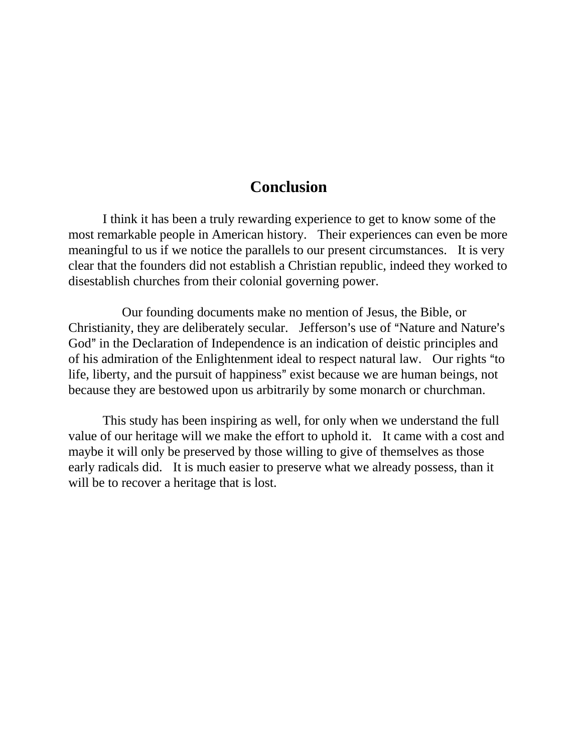## Conclusion

I think it has been a truly rewarding experience to get to know some of the most remarkable people in American history. Their experiences can even be more meaningful to us if we notice the parallels to our present circumstances. It is very clear that the founders did not establish a Christian republic, indeed they worked to disestablish churches from their colonial governing power.

Our founding documents make no mention of Jesus, the Bible, or Christianity, they are deliberately secular. Jefferson's use of "Nature and Nature's God" in the Declaration of Independence is an indication of deistic principles and of his admiration of the Enlightenment ideal to respect natural law. Our rights "to life, liberty, and the pursuit of happiness" exist because we are human beings, not because they are bestowed upon us arbitrarily by some monarch or churchman.

This study has been inspiring as well, for only when we understand the full value of our heritage will we make the effort to uphold it. It came with a cost and maybe it will only be preserved by those willing to give of themselves as those early radicals did. It is much easier to preserve what we already possess, than it will be to recover a heritage that is lost.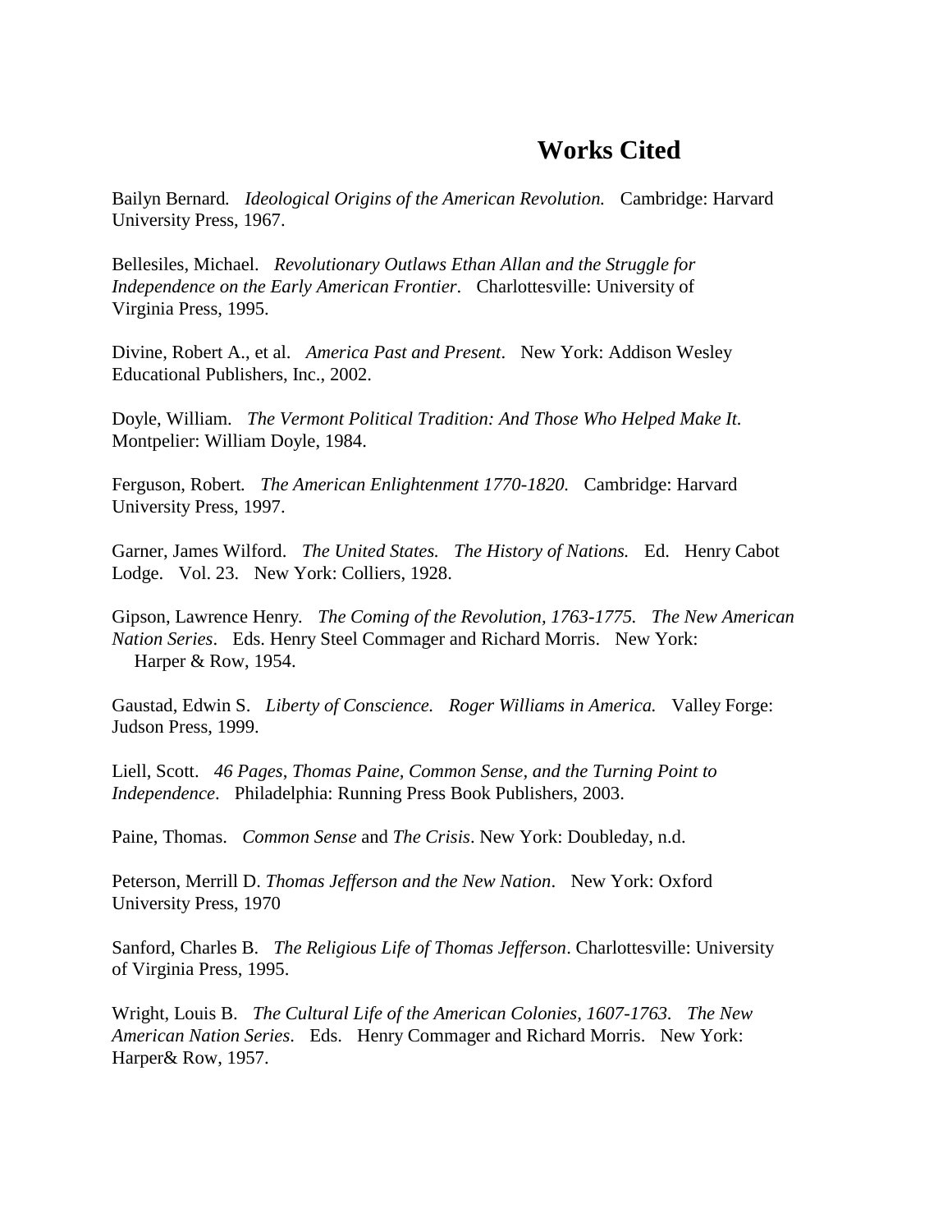# Works Cited

Bailyn Bernard. *Ideological Origins of the American Revolution.* Cambridge: Harvard University Press, 1967.

Bellesiles, Michael. *Revolutionary Outlaws Ethan Allan and the Struggle for Independence on the Early American Frontier*. Charlottesville: University of Virginia Press, 1995.

Divine, Robert A., et al. *America Past and Present*. New York: Addison Wesley Educational Publishers, Inc., 2002.

Doyle, William. *The Vermont Political Tradition: And Those Who Helped Make It.* Montpelier: William Doyle, 1984.

Ferguson, Robert. *The American Enlightenment 1770-1820.* Cambridge: Harvard University Press, 1997.

Garner, James Wilford. *The United States. The History of Nations.* Ed. Henry Cabot Lodge. Vol. 23. New York: Colliers, 1928.

Gipson, Lawrence Henry. *The Coming of the Revolution, 1763-1775. The New American Nation Series*. Eds. Henry Steel Commager and Richard Morris. New York: Harper & Row, 1954.

Gaustad, Edwin S. *Liberty of Conscience. Roger Williams in America.* Valley Forge: Judson Press, 1999.

Liell, Scott. *46 Pages*, *Thomas Paine, Common Sense, and the Turning Point to Independence*. Philadelphia: Running Press Book Publishers, 2003.

Paine, Thomas. *Common Sense* and *The Crisis*. New York: Doubleday, n.d.

Peterson, Merrill D. *Thomas Jefferson and the New Nation*. New York: Oxford University Press, 1970

Sanford, Charles B. *The Religious Life of Thomas Jefferson*. Charlottesville: University of Virginia Press, 1995.

Wright, Louis B. *The Cultural Life of the American Colonies, 1607-1763. The New American Nation Series*. Eds. Henry Commager and Richard Morris. New York: Harper& Row, 1957.